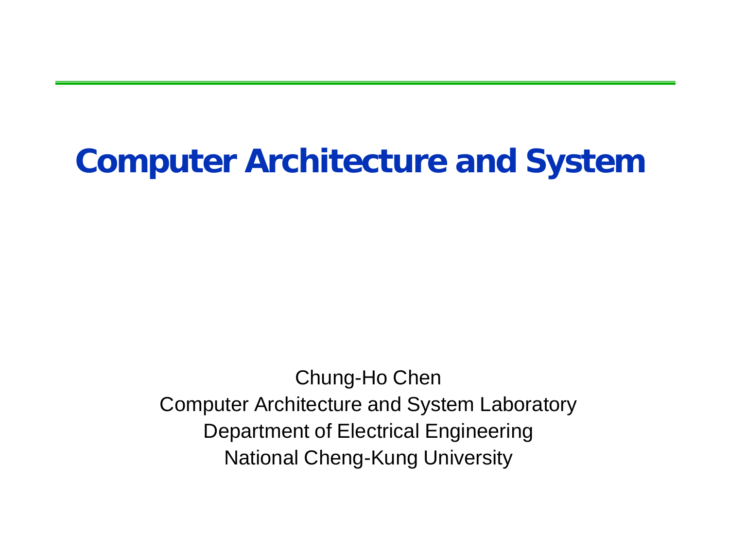# Computer Architecture and System

Chung-Ho Chen

Computer Architecture and System Laboratory

Department of Electrical Engineering

National Cheng-Kung University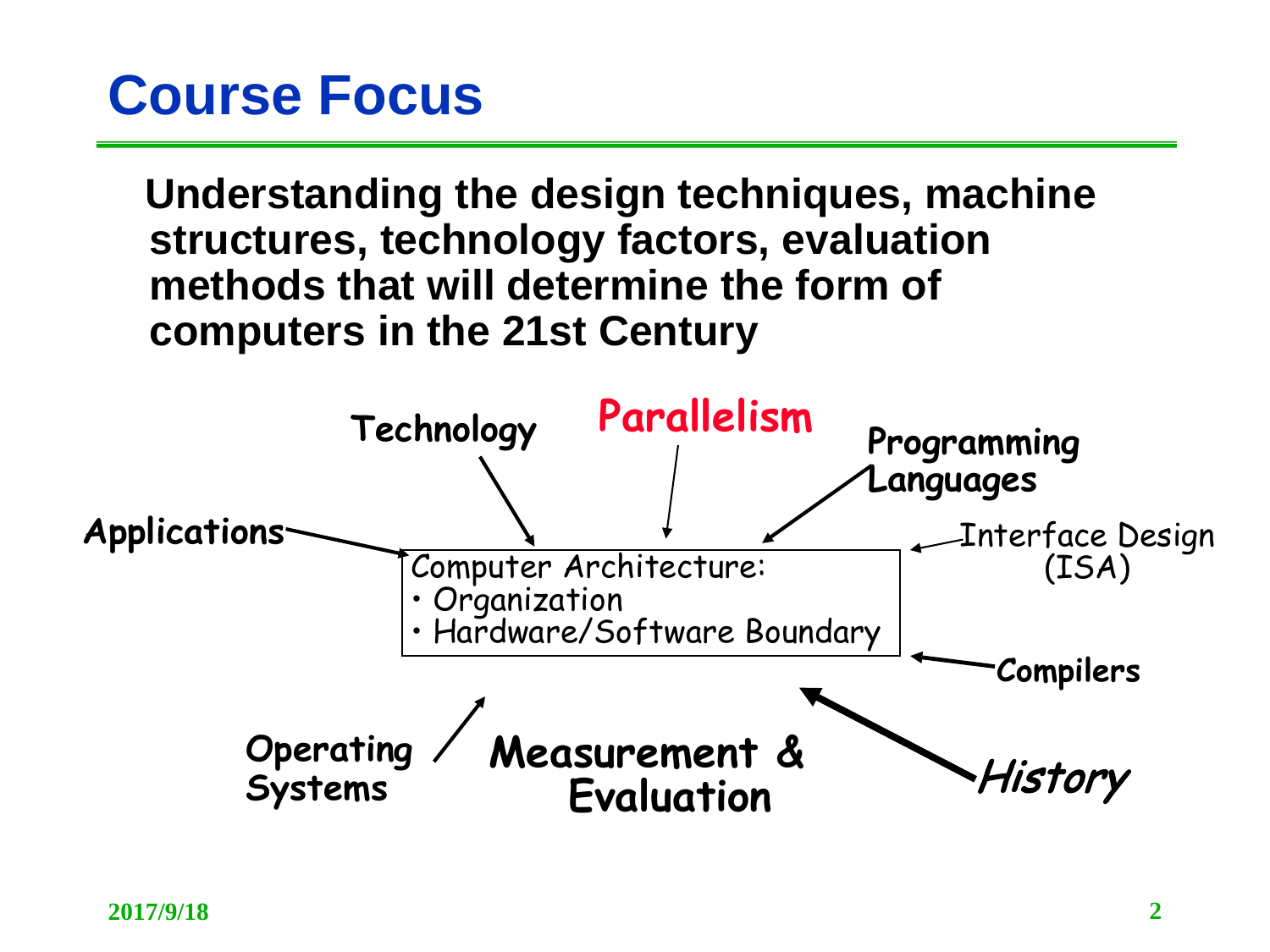# Course Focus

**Understanding the design techniques, machine structures, technology factors, evaluation methods that will determine the form of computers in the 21st Century**

Technology

Parallelism

Programming Languages

Applications

Interface Design (ISA)

Computer Architecture:
- Organization
- Hardware/Software Boundary

Compilers

Operating Systems

Measurement & Evaluation

*History*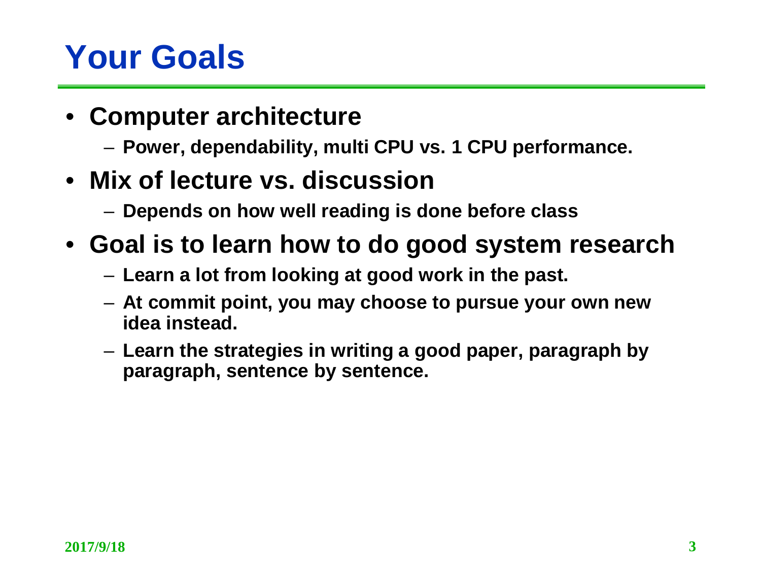# Your Goals

- **Computer architecture**
  - **Power, dependability, multi CPU vs. 1 CPU performance.**
- **Mix of lecture vs. discussion**
  - **Depends on how well reading is done before class**
- **Goal is to learn how to do good system research**
  - **Learn a lot from looking at good work in the past.**
  - **At commit point, you may choose to pursue your own new idea instead.**
  - **Learn the strategies in writing a good paper, paragraph by paragraph, sentence by sentence.**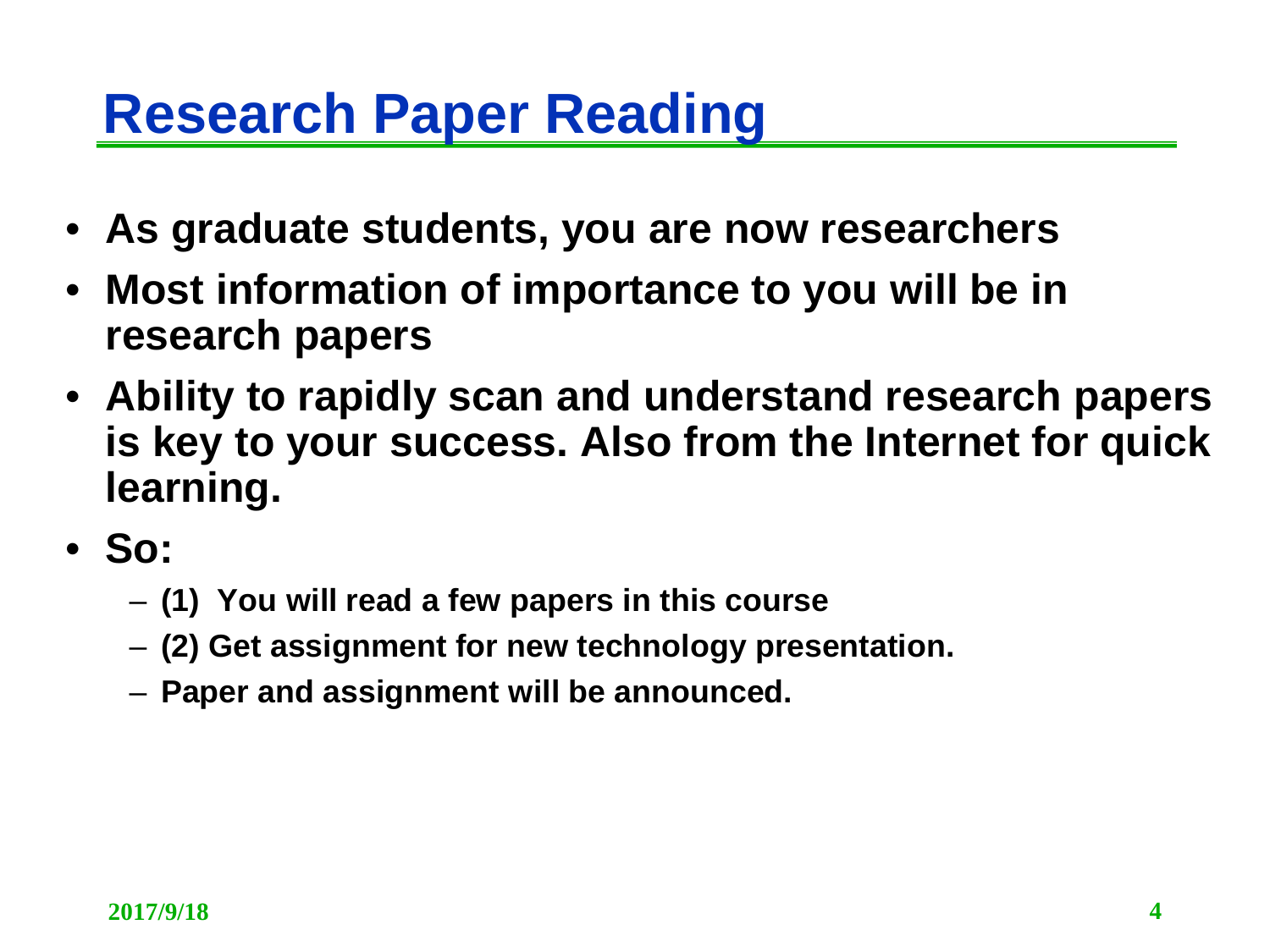# Research Paper Reading

- **As graduate students, you are now researchers**
- **Most information of importance to you will be in research papers**
- **Ability to rapidly scan and understand research papers is key to your success. Also from the Internet for quick learning.**
- **So:**
  - **(1) You will read a few papers in this course**
  - **(2) Get assignment for new technology presentation.**
  - **Paper and assignment will be announced.**

**2017/9/18**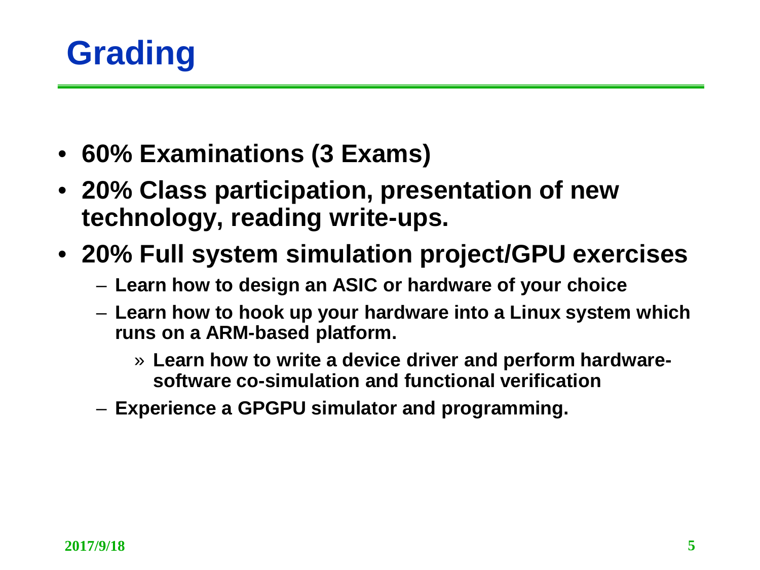# Grading

- **60% Examinations (3 Exams)**
- **20% Class participation, presentation of new technology, reading write-ups.**
- **20% Full system simulation project/GPU exercises**
  - **Learn how to design an ASIC or hardware of your choice**
  - **Learn how to hook up your hardware into a Linux system which runs on a ARM-based platform.**
    - » **Learn how to write a device driver and perform hardware-software co-simulation and functional verification**
  - **Experience a GPGPU simulator and programming.**

2017/9/18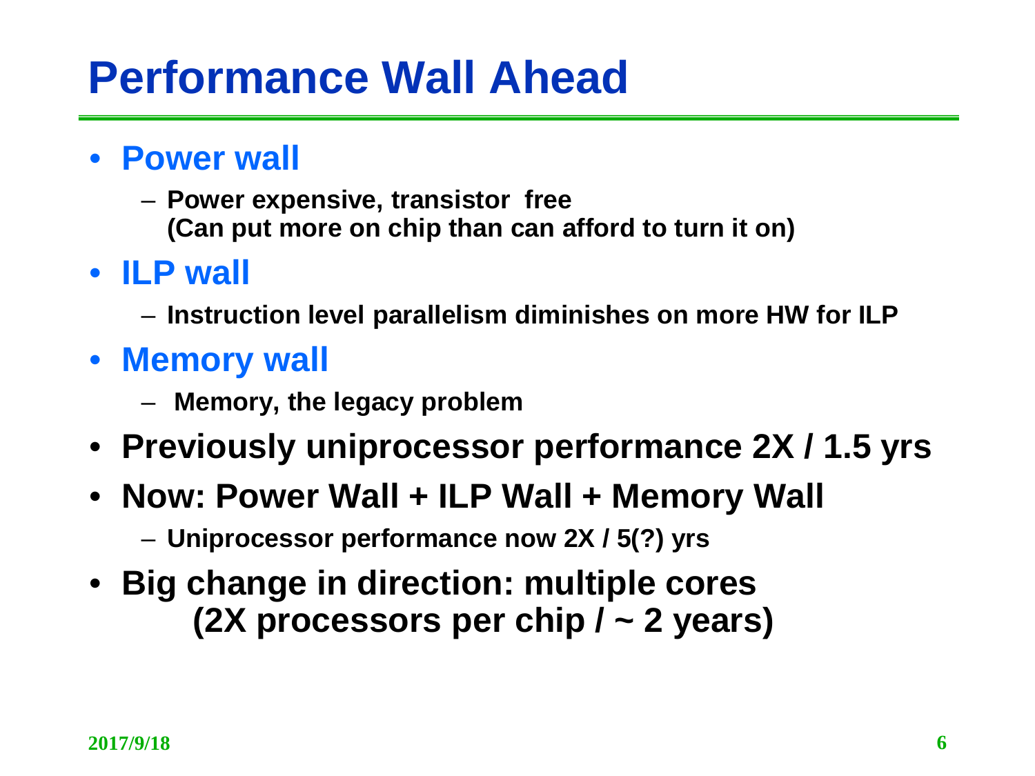# Performance Wall Ahead

- **Power wall**
  - **Power expensive, transistor free (Can put more on chip than can afford to turn it on)**
- **ILP wall**
  - **Instruction level parallelism diminishes on more HW for ILP**
- **Memory wall**
  - **Memory, the legacy problem**
- **Previously uniprocessor performance 2X / 1.5 yrs**
- **Now: Power Wall + ILP Wall + Memory Wall**
  - **Uniprocessor performance now 2X / 5(?) yrs**
- **Big change in direction: multiple cores (2X processors per chip / ~ 2 years)**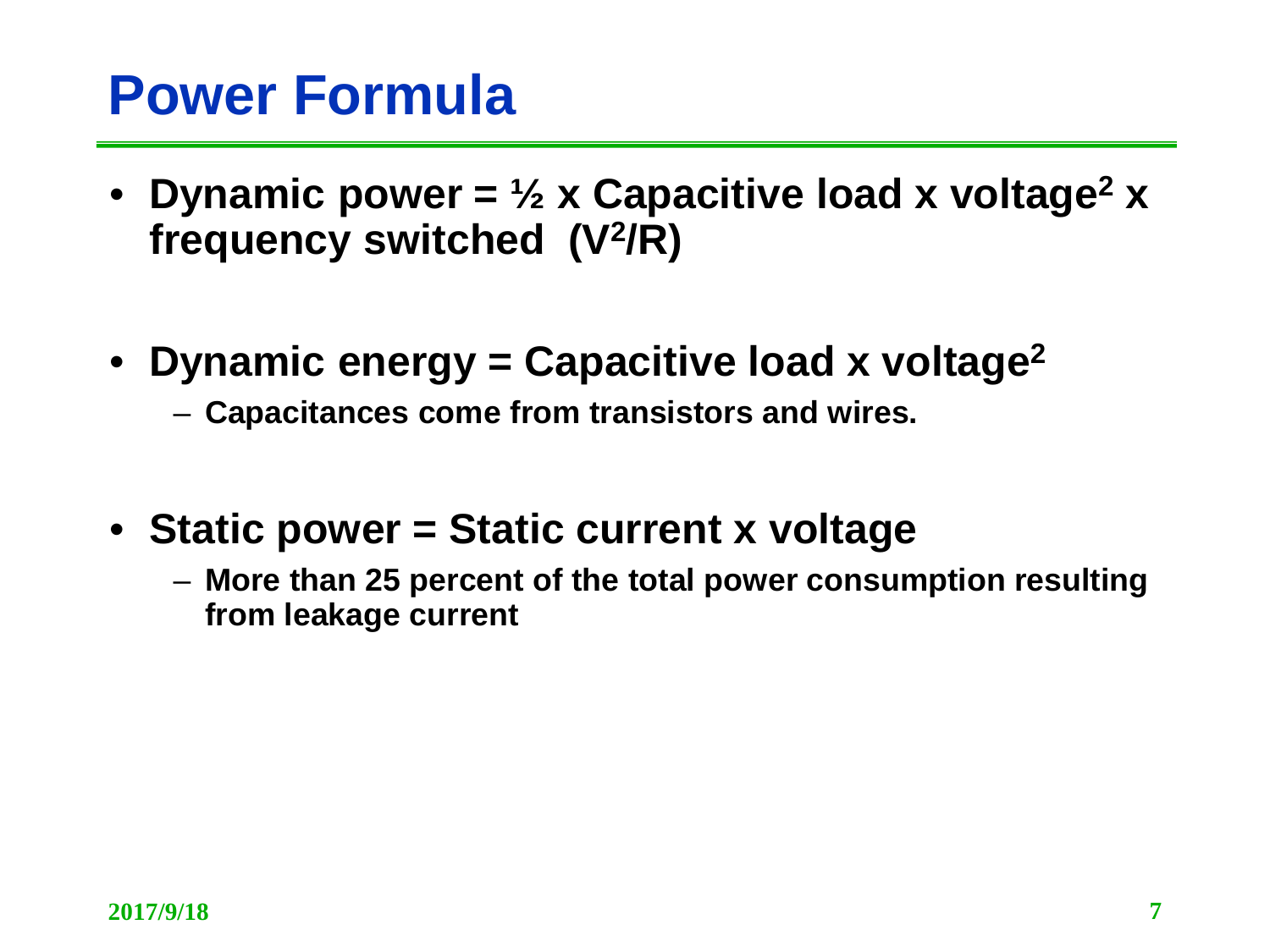# Power Formula

- **Dynamic power = ½ x Capacitive load x voltage$^2$ x frequency switched ($V^2/R$)**

- **Dynamic energy = Capacitive load x voltage$^2$**
  - **Capacitances come from transistors and wires.**

- **Static power = Static current x voltage**
  - **More than 25 percent of the total power consumption resulting from leakage current**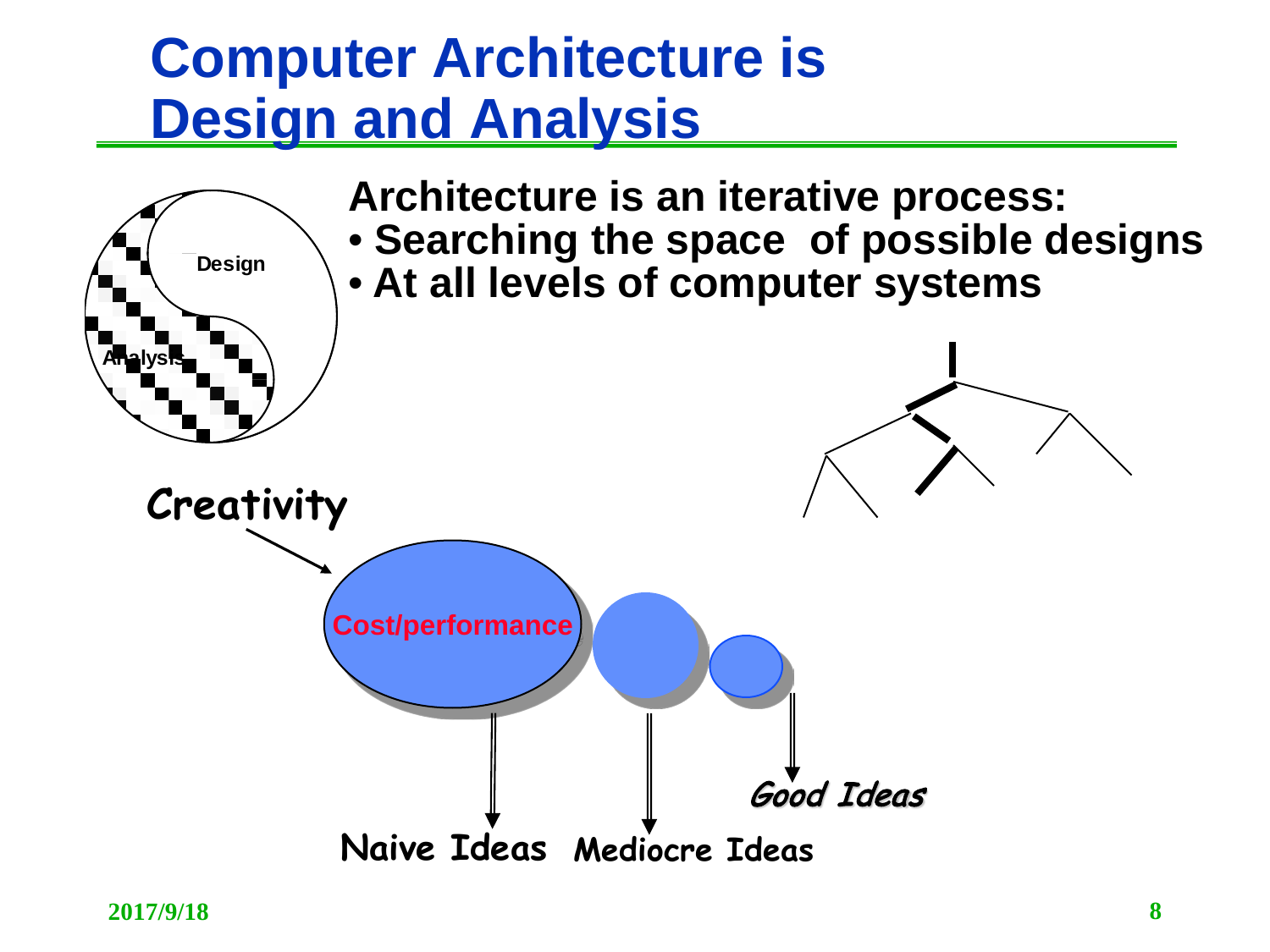# Computer Architecture is Design and Analysis

Design

Analysis

**Architecture is an iterative process:**

- **Searching the space of possible designs**
- **At all levels of computer systems**

Creativity

Cost/performance

*Good Ideas*

Naive Ideas

Mediocre Ideas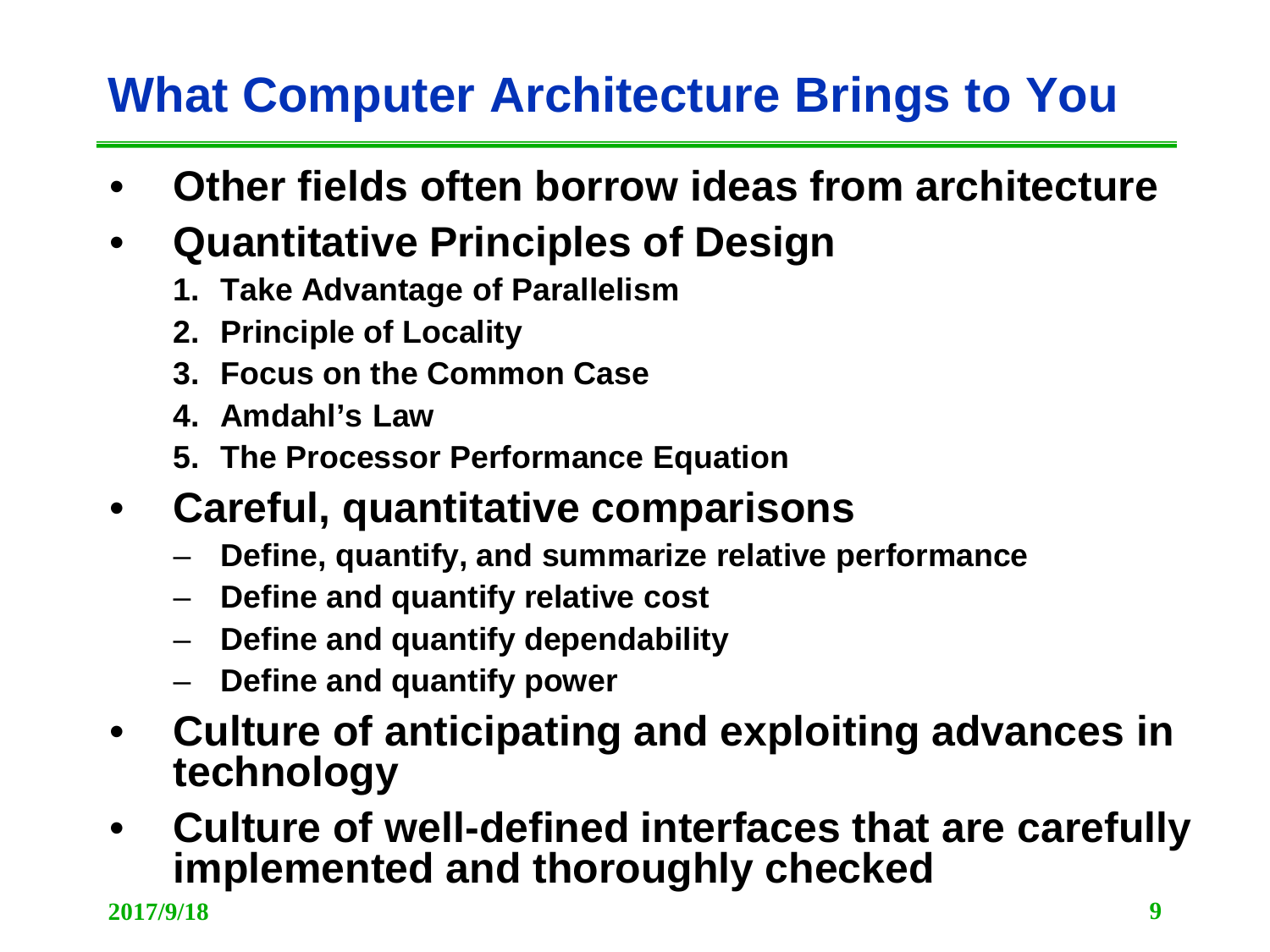# What Computer Architecture Brings to You

- **Other fields often borrow ideas from architecture**
- **Quantitative Principles of Design**
  1. **Take Advantage of Parallelism**
  2. **Principle of Locality**
  3. **Focus on the Common Case**
  4. **Amdahl's Law**
  5. **The Processor Performance Equation**
- **Careful, quantitative comparisons**
  - **Define, quantify, and summarize relative performance**
  - **Define and quantify relative cost**
  - **Define and quantify dependability**
  - **Define and quantify power**
- **Culture of anticipating and exploiting advances in technology**
- **Culture of well-defined interfaces that are carefully implemented and thoroughly checked**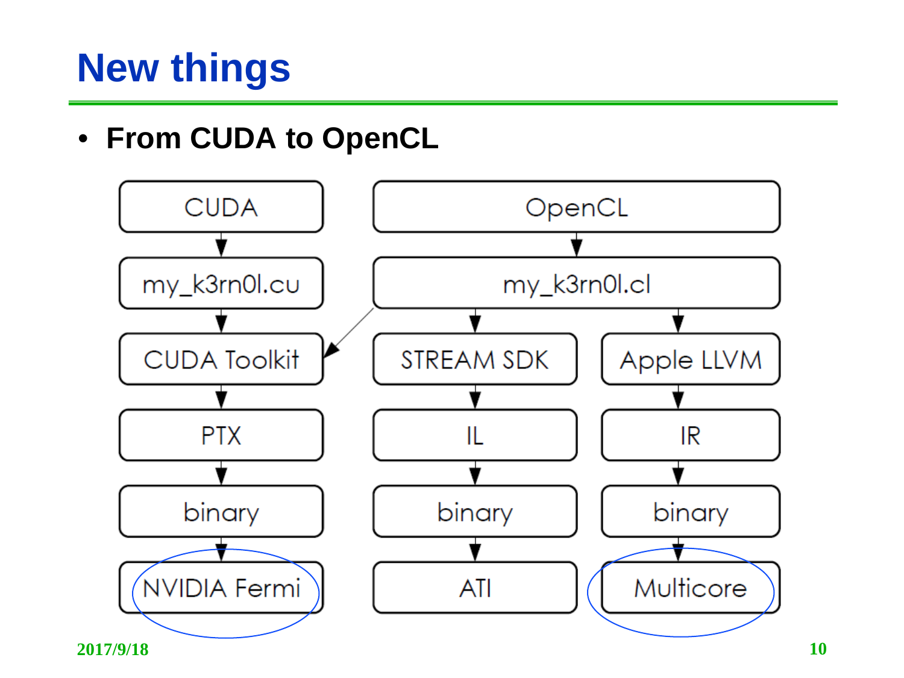# New things

- **From CUDA to OpenCL**

CUDA → my_k3rn0l.cu → CUDA Toolkit → PTX → binary → NVIDIA Fermi

OpenCL → my_k3rn0l.cl → CUDA Toolkit

OpenCL → my_k3rn0l.cl → STREAM SDK → IL → binary → ATI

OpenCL → my_k3rn0l.cl → Apple LLVM → IR → binary → Multicore

2017/9/18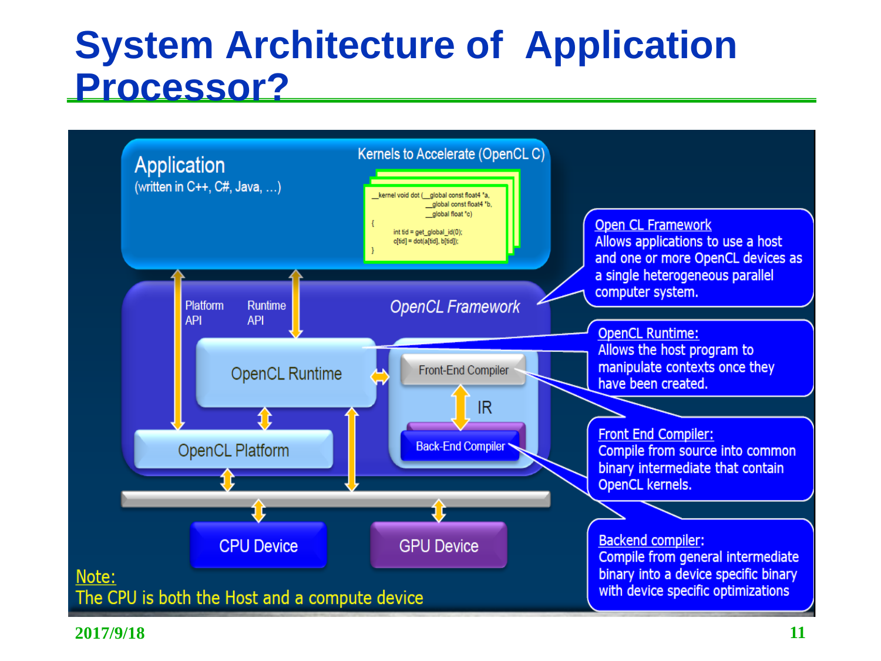# System Architecture of Application Processor?

Application
(written in C++, C#, Java, …)

Kernels to Accelerate (OpenCL C)

```
__kernel void dot (__global const float4 *a,
                   __global const float4 *b,
                   __global float *c)
{
    int tid = get_global_id(0);
    c[tid] = dot(a[tid], b[tid]);
}
```

Platform API

Runtime API

OpenCL Framework

OpenCL Runtime

Front-End Compiler

IR

Back-End Compiler

OpenCL Platform

CPU Device

GPU Device

Open CL Framework
Allows applications to use a host and one or more OpenCL devices as a single heterogeneous parallel computer system.

OpenCL Runtime:
Allows the host program to manipulate contexts once they have been created.

Front End Compiler:
Compile from source into common binary intermediate that contain OpenCL kernels.

Backend compiler:
Compile from general intermediate binary into a device specific binary with device specific optimizations

Note:
The CPU is both the Host and a compute device

2017/9/18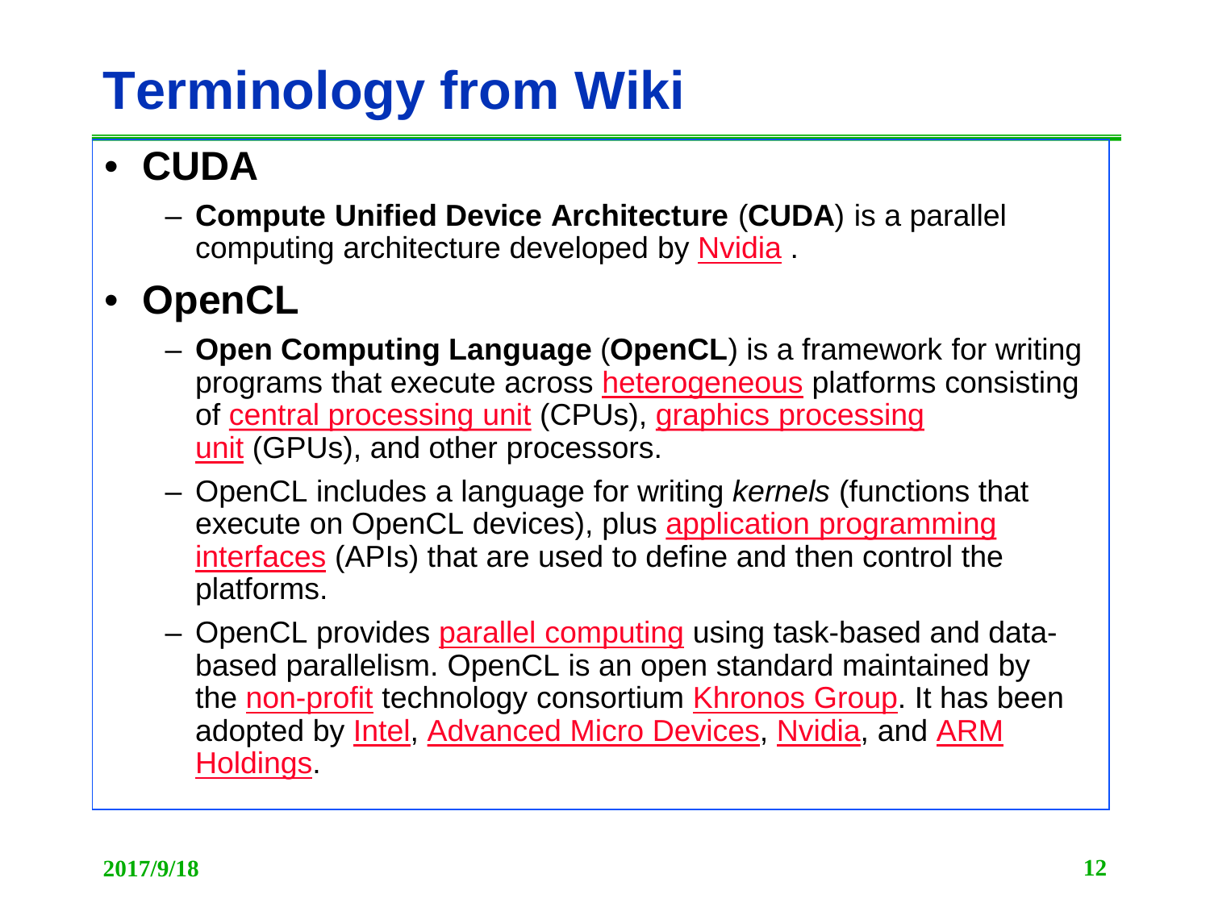# Terminology from Wiki

- **CUDA**
  - **Compute Unified Device Architecture** (**CUDA**) is a parallel computing architecture developed by Nvidia .
- **OpenCL**
  - **Open Computing Language** (**OpenCL**) is a framework for writing programs that execute across heterogeneous platforms consisting of central processing unit (CPUs), graphics processing unit (GPUs), and other processors.
  - OpenCL includes a language for writing *kernels* (functions that execute on OpenCL devices), plus application programming interfaces (APIs) that are used to define and then control the platforms.
  - OpenCL provides parallel computing using task-based and data-based parallelism. OpenCL is an open standard maintained by the non-profit technology consortium Khronos Group. It has been adopted by Intel, Advanced Micro Devices, Nvidia, and ARM Holdings.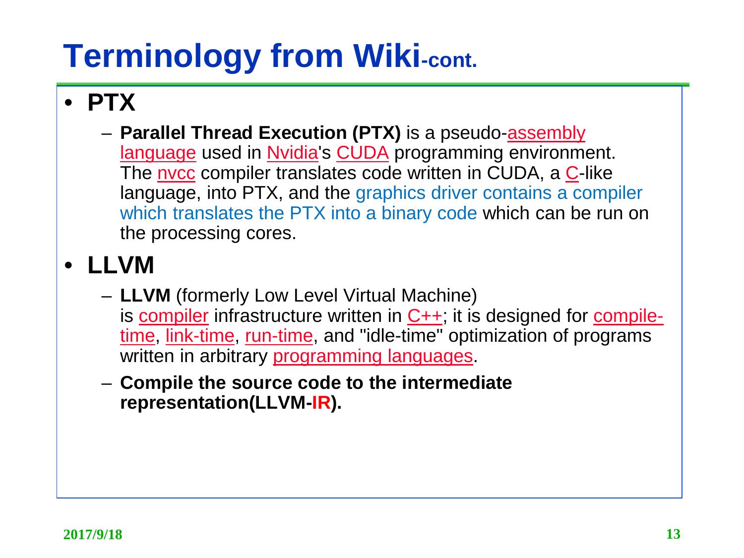# Terminology from Wiki-cont.

- **PTX**
  - **Parallel Thread Execution (PTX)** is a pseudo-assembly language used in Nvidia's CUDA programming environment. The nvcc compiler translates code written in CUDA, a C-like language, into PTX, and the graphics driver contains a compiler which translates the PTX into a binary code which can be run on the processing cores.
- **LLVM**
  - **LLVM** (formerly Low Level Virtual Machine) is compiler infrastructure written in C++; it is designed for compile-time, link-time, run-time, and "idle-time" optimization of programs written in arbitrary programming languages.
  - **Compile the source code to the intermediate representation(LLVM-IR).**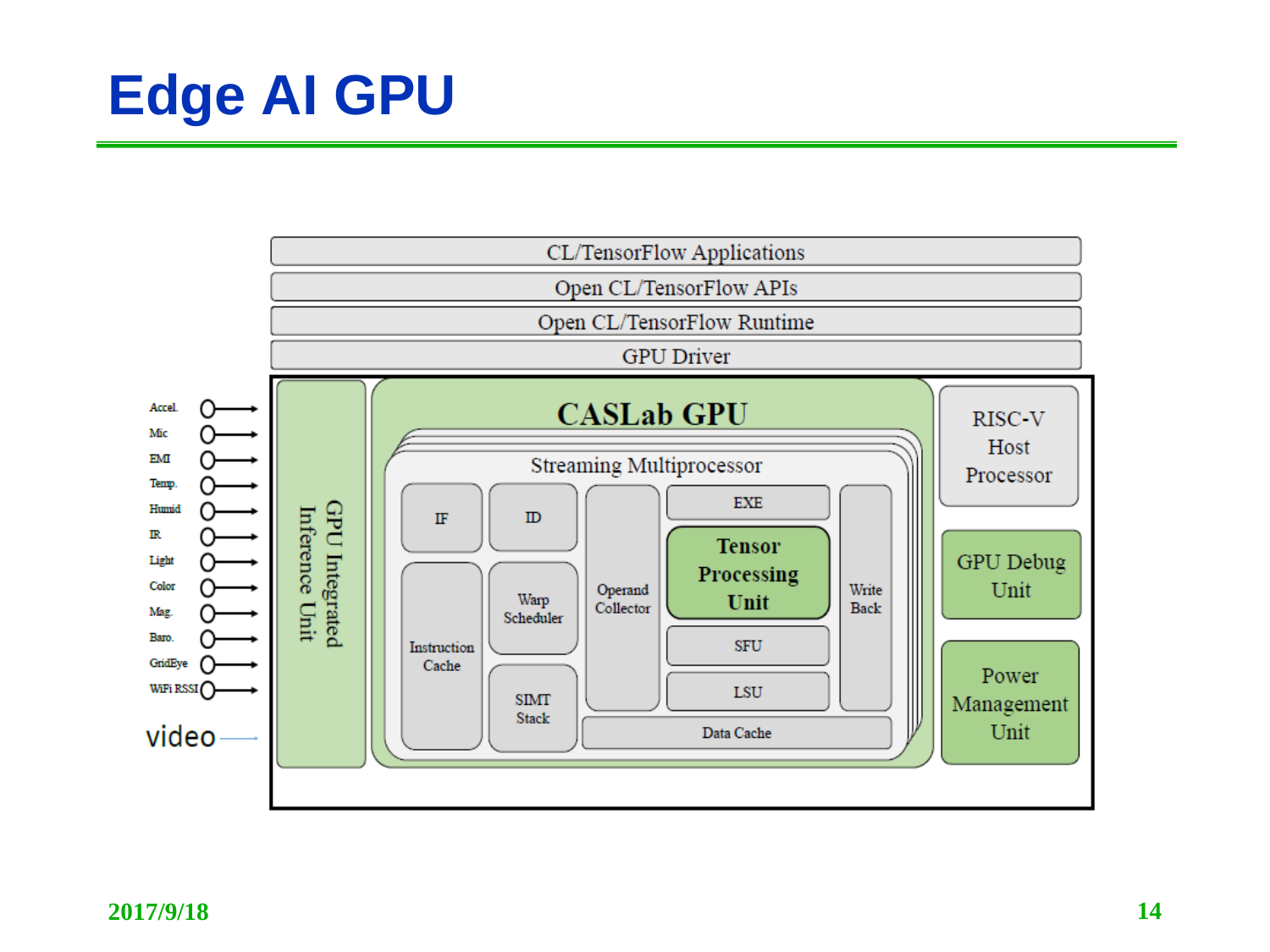# Edge AI GPU

CL/TensorFlow Applications

Open CL/TensorFlow APIs

Open CL/TensorFlow Runtime

GPU Driver

Accel.
Mic
EMI
Temp.
Humid
IR
Light
Color
Mag.
Baro.
GridEye
WiFi RSSI
video

GPU Integrated Inference Unit

CASLab GPU

Streaming Multiprocessor

IF | ID | Operand Collector | EXE | Write Back

Instruction Cache | Warp Scheduler | SIMT Stack

Tensor Processing Unit

SFU

LSU

Data Cache

RISC-V Host Processor

GPU Debug Unit

Power Management Unit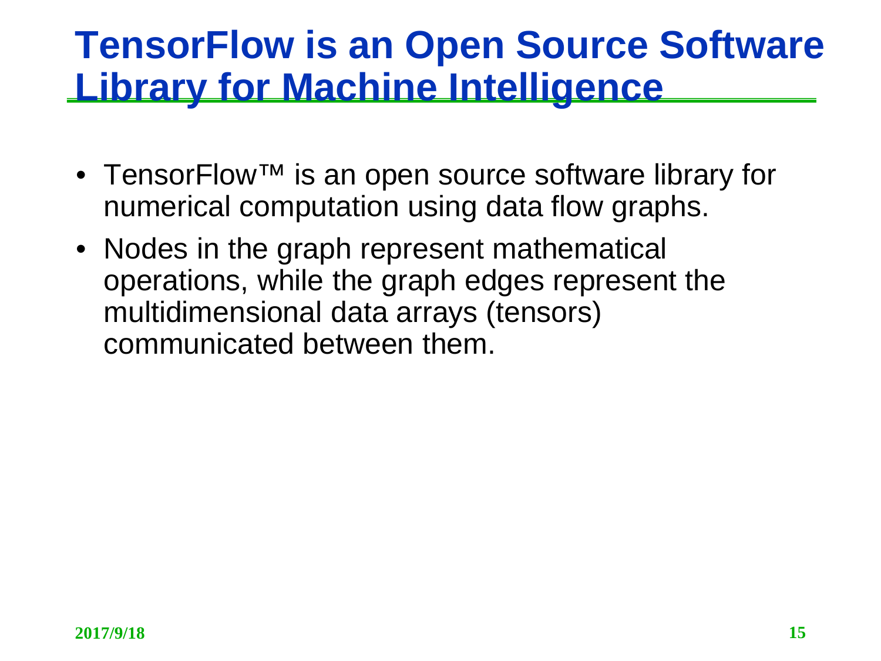# TensorFlow is an Open Source Software Library for Machine Intelligence

- TensorFlow™ is an open source software library for numerical computation using data flow graphs.
- Nodes in the graph represent mathematical operations, while the graph edges represent the multidimensional data arrays (tensors) communicated between them.

2017/9/18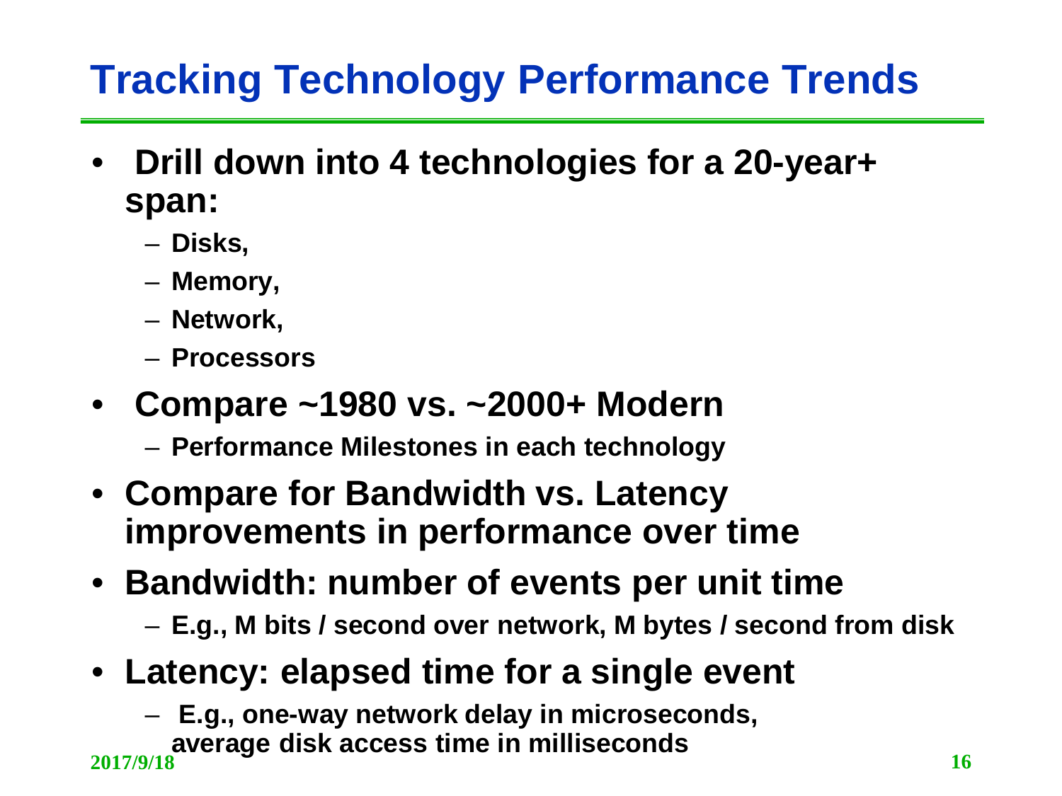# Tracking Technology Performance Trends

- **Drill down into 4 technologies for a 20-year+ span:**
  - **Disks,**
  - **Memory,**
  - **Network,**
  - **Processors**
- **Compare ~1980 vs. ~2000+ Modern**
  - **Performance Milestones in each technology**
- **Compare for Bandwidth vs. Latency improvements in performance over time**
- **Bandwidth: number of events per unit time**
  - **E.g., M bits / second over network, M bytes / second from disk**
- **Latency: elapsed time for a single event**
  - **E.g., one-way network delay in microseconds, average disk access time in milliseconds**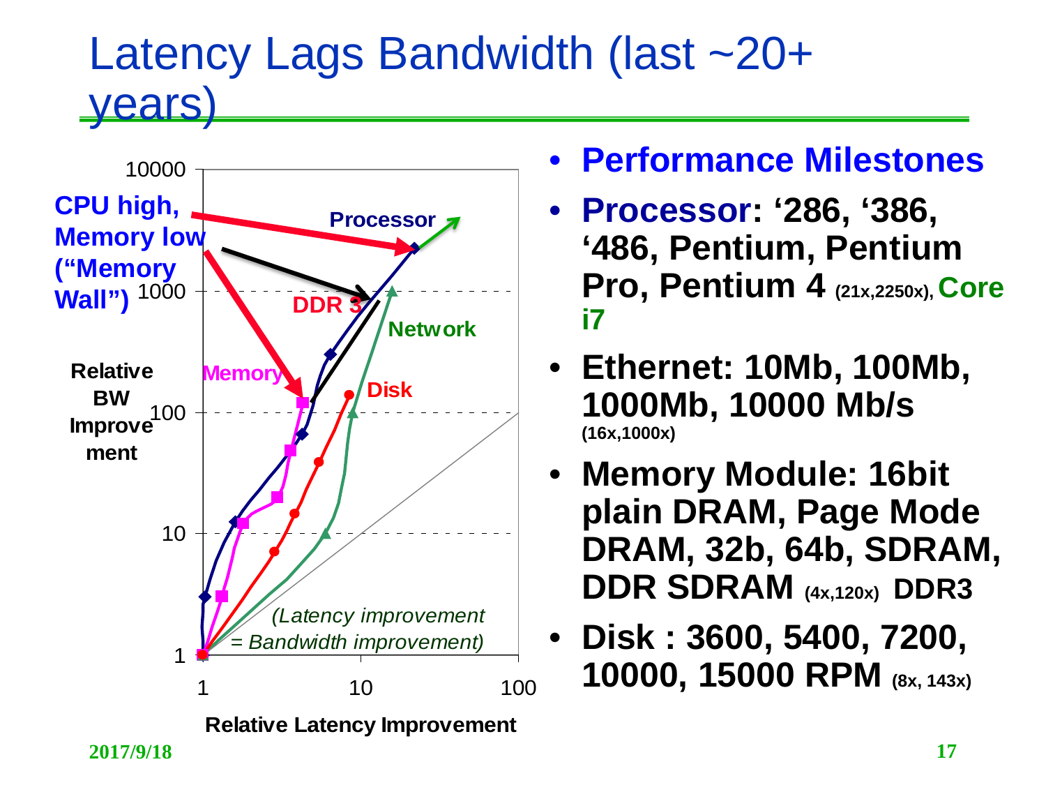# Latency Lags Bandwidth (last ~20+ years)

CPU high, Memory low ("Memory Wall")

Processor

DDR 3

Network

Memory

Disk

Relative BW Improvement

Relative Latency Improvement

(Latency improvement = Bandwidth improvement)

- **Performance Milestones**
- **Processor: '286, '386, '486, Pentium, Pentium Pro, Pentium 4** (21x,2250x), **Core i7**
- **Ethernet: 10Mb, 100Mb, 1000Mb, 10000 Mb/s** (16x,1000x)
- **Memory Module: 16bit plain DRAM, Page Mode DRAM, 32b, 64b, SDRAM, DDR SDRAM** (4x,120x) **DDR3**
- **Disk : 3600, 5400, 7200, 10000, 15000 RPM** (8x, 143x)

2017/9/18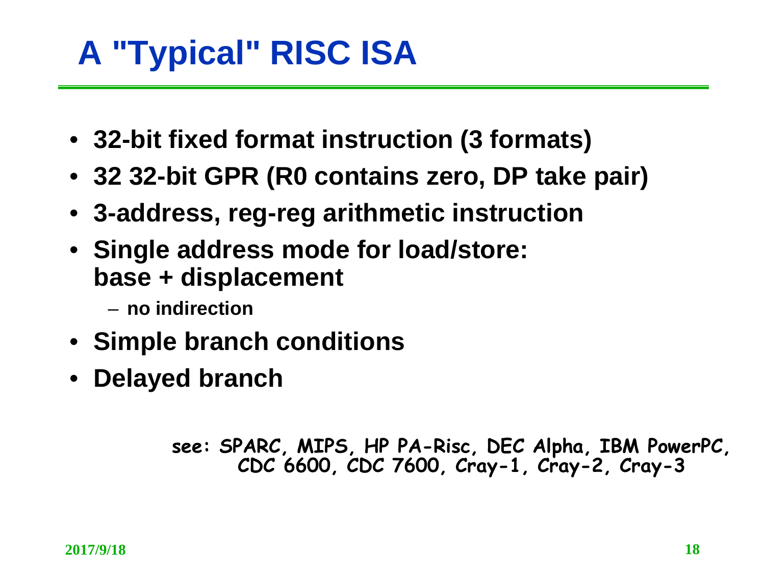# A "Typical" RISC ISA

- 32-bit fixed format instruction (3 formats)
- 32 32-bit GPR (R0 contains zero, DP take pair)
- 3-address, reg-reg arithmetic instruction
- Single address mode for load/store: base + displacement
  - no indirection
- Simple branch conditions
- Delayed branch

see: SPARC, MIPS, HP PA-Risc, DEC Alpha, IBM PowerPC, CDC 6600, CDC 7600, Cray-1, Cray-2, Cray-3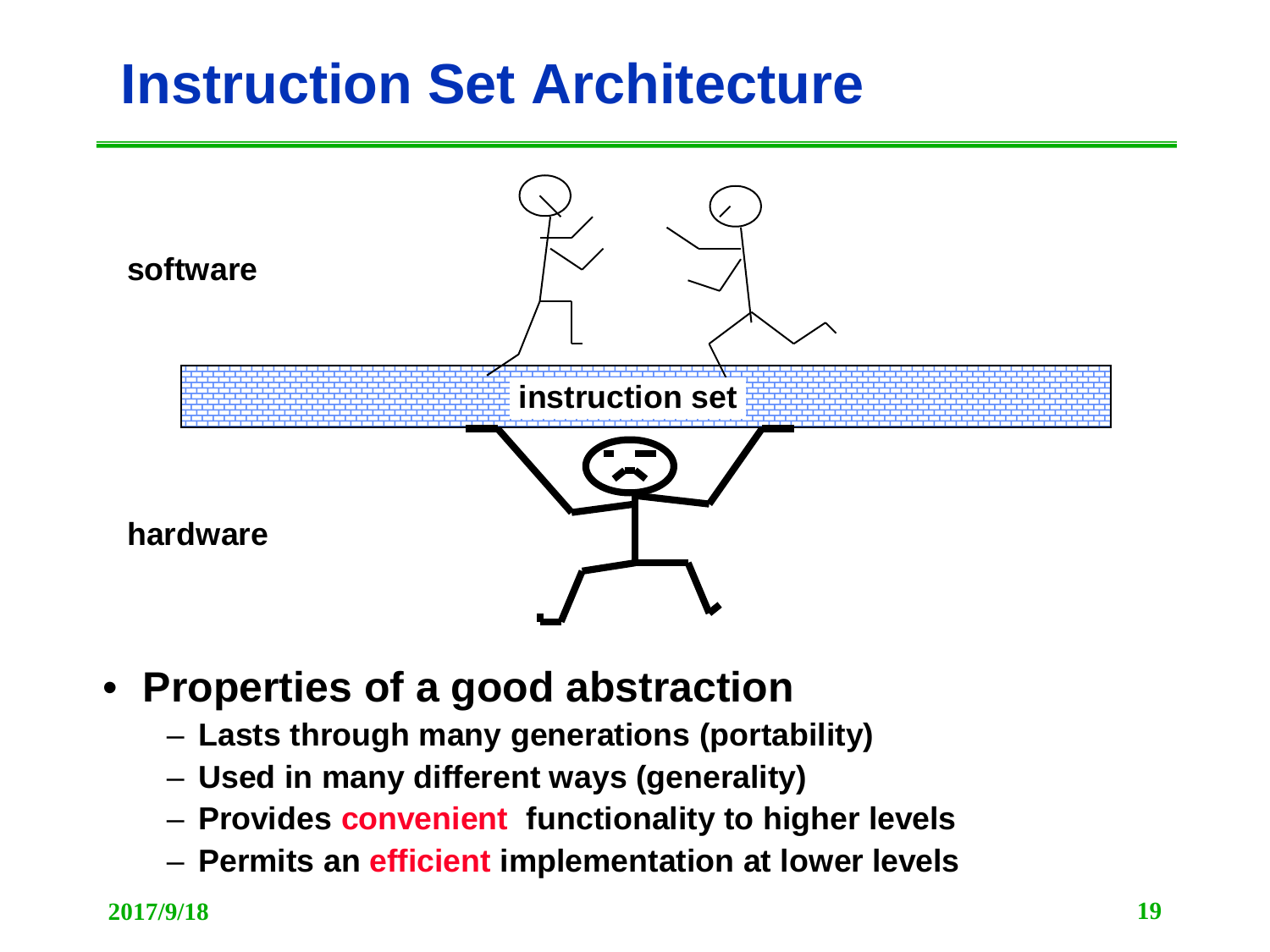# Instruction Set Architecture

software

instruction set

hardware

- **Properties of a good abstraction**
  - **Lasts through many generations (portability)**
  - **Used in many different ways (generality)**
  - **Provides convenient functionality to higher levels**
  - **Permits an efficient implementation at lower levels**

2017/9/18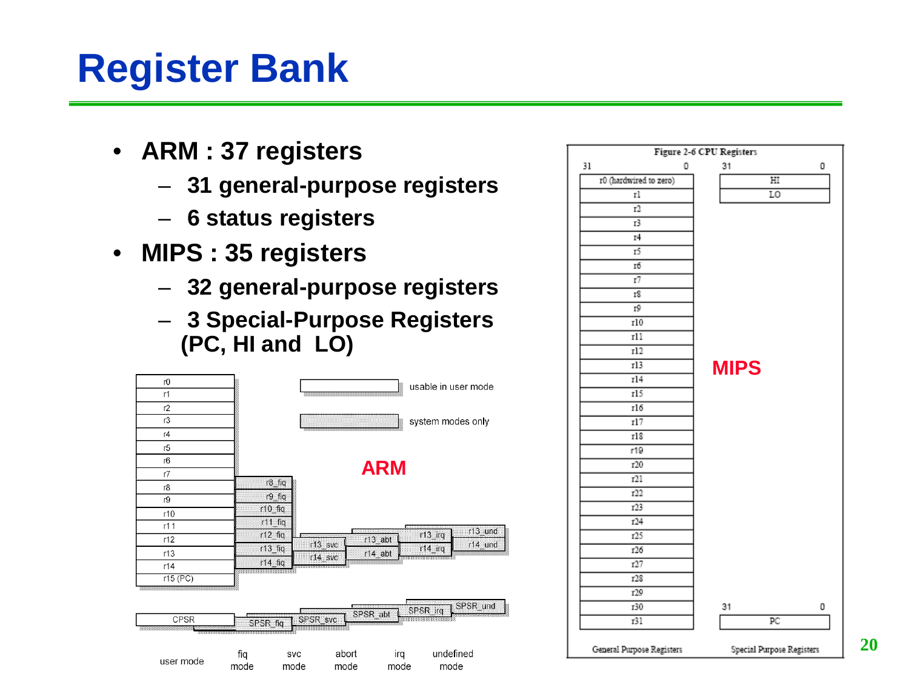# Register Bank

- **ARM : 37 registers**
  - **31 general-purpose registers**
  - **6 status registers**
- **MIPS : 35 registers**
  - **32 general-purpose registers**
  - **3 Special-Purpose Registers (PC, HI and LO)**

**ARM**

| user mode | fiq mode | svc mode | abort mode | irq mode | undefined mode |
|---|---|---|---|---|---|
| r0 | | | | | |
| r1 | | | | | |
| r2 | | | | | |
| r3 | | | | | |
| r4 | | | | | |
| r5 | | | | | |
| r6 | | | | | |
| r7 | | | | | |
| r8 | r8_fiq | | | | |
| r9 | r9_fiq | | | | |
| r10 | r10_fiq | | | | |
| r11 | r11_fiq | | | | |
| r12 | r12_fiq | | | | |
| r13 | r13_fiq | r13_svc | r13_abt | r13_irq | r13_und |
| r14 | r14_fiq | r14_svc | r14_abt | r14_irq | r14_und |
| r15 (PC) | | | | | |
| CPSR | SPSR_fiq | SPSR_svc | SPSR_abt | SPSR_irq | SPSR_und |

Legend: usable in user mode; system modes only

**MIPS**

Figure 2-6 CPU Registers

| General Purpose Registers (31 … 0) | Special Purpose Registers (31 … 0) |
|---|---|
| r0 (hardwired to zero) | HI |
| r1 | LO |
| r2 | |
| r3 | |
| r4 | |
| r5 | |
| r6 | |
| r7 | |
| r8 | |
| r9 | |
| r10 | |
| r11 | |
| r12 | |
| r13 | |
| r14 | |
| r15 | |
| r16 | |
| r17 | |
| r18 | |
| r19 | |
| r20 | |
| r21 | |
| r22 | |
| r23 | |
| r24 | |
| r25 | |
| r26 | |
| r27 | |
| r28 | |
| r29 | |
| r30 | |
| r31 | PC |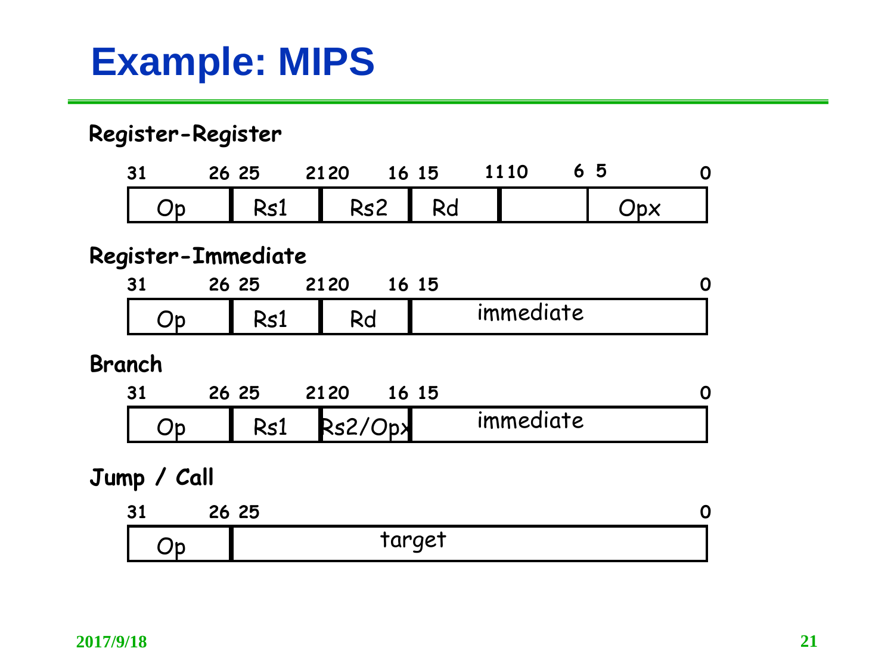# Example: MIPS

**Register-Register**

| 31 – 26 | 25 – 21 | 20 – 16 | 15 – 11 | 10 – 6 | 5 – 0 |
|---|---|---|---|---|---|
| Op | Rs1 | Rs2 | Rd | | Opx |

**Register-Immediate**

| 31 – 26 | 25 – 21 | 20 – 16 | 15 – 0 |
|---|---|---|---|
| Op | Rs1 | Rd | immediate |

**Branch**

| 31 – 26 | 25 – 21 | 20 – 16 | 15 – 0 |
|---|---|---|---|
| Op | Rs1 | Rs2/Opx | immediate |

**Jump / Call**

| 31 – 26 | 25 – 0 |
|---|---|
| Op | target |

2017/9/18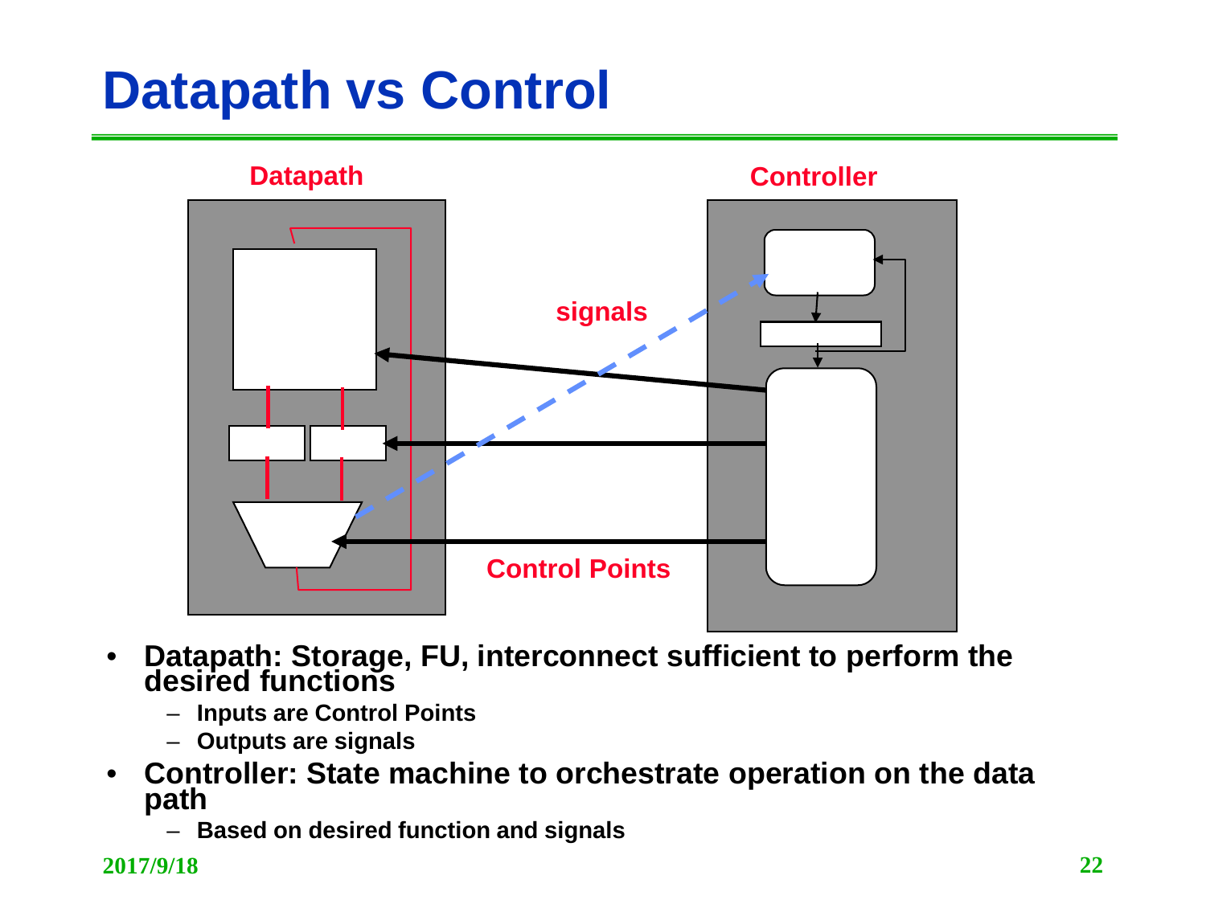# Datapath vs Control

Datapath

Controller

signals

Control Points

- **Datapath: Storage, FU, interconnect sufficient to perform the desired functions**
  - **Inputs are Control Points**
  - **Outputs are signals**
- **Controller: State machine to orchestrate operation on the data path**
  - **Based on desired function and signals**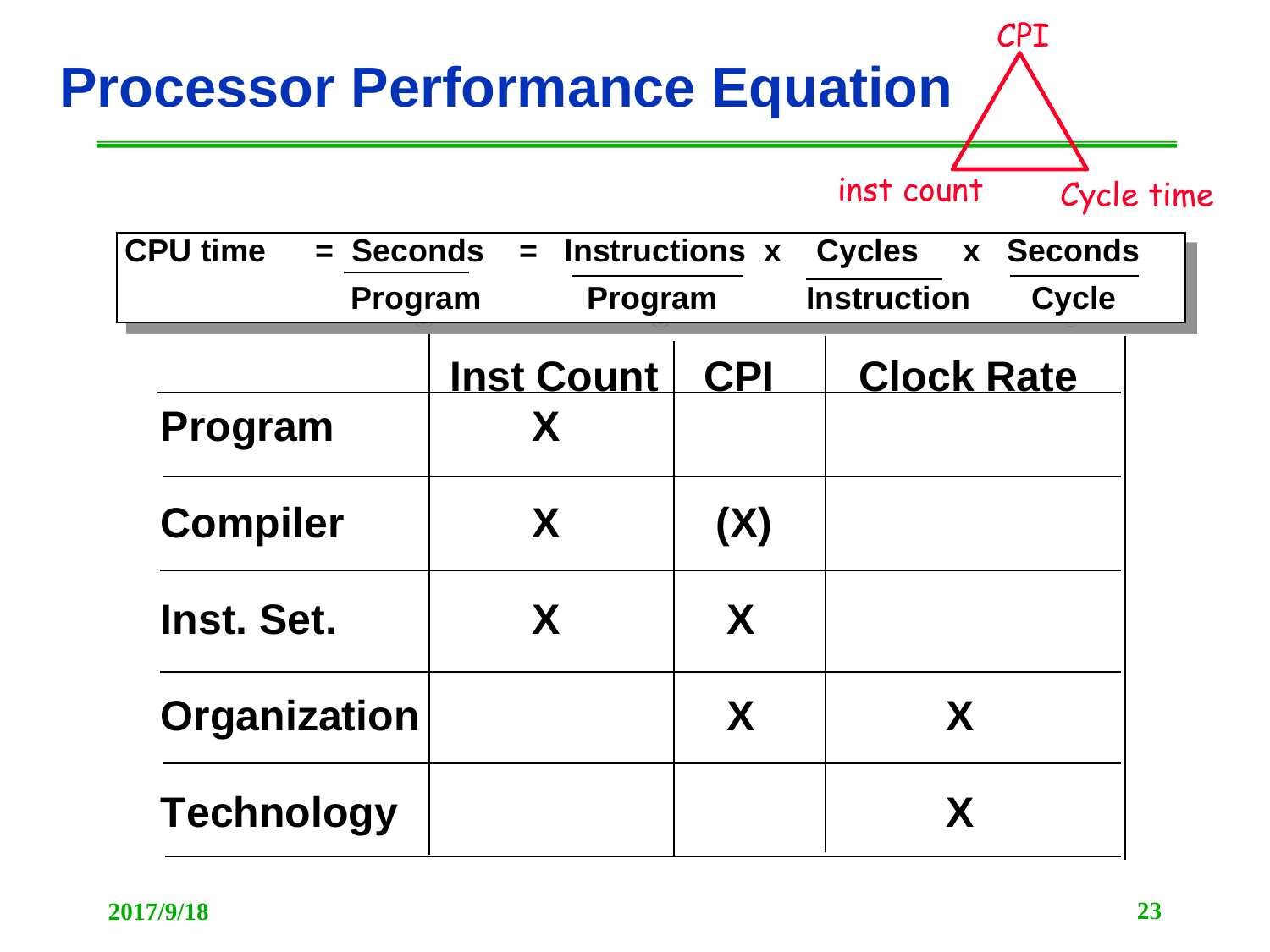# Processor Performance Equation

CPI

inst count    Cycle time

$$\text{CPU time} = \frac{\text{Seconds}}{\text{Program}} = \frac{\text{Instructions}}{\text{Program}} \times \frac{\text{Cycles}}{\text{Instruction}} \times \frac{\text{Seconds}}{\text{Cycle}}$$

| | Inst Count | CPI | Clock Rate |
|---|---|---|---|
| Program | X | | |
| Compiler | X | (X) | |
| Inst. Set. | X | X | |
| Organization | | X | X |
| Technology | | | X |

2017/9/18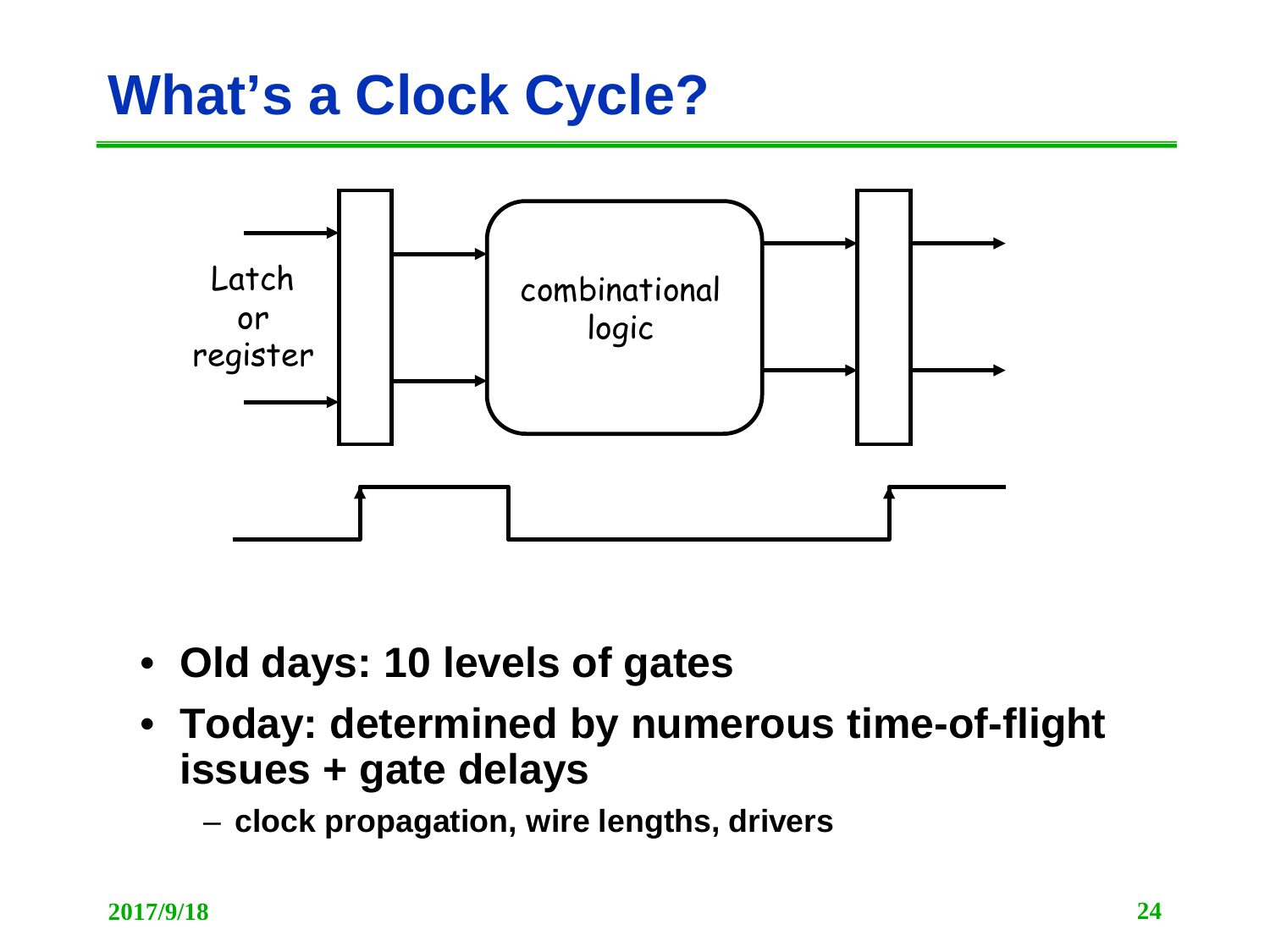# What's a Clock Cycle?

Latch or register

combinational logic

- **Old days: 10 levels of gates**
- **Today: determined by numerous time-of-flight issues + gate delays**
  - **clock propagation, wire lengths, drivers**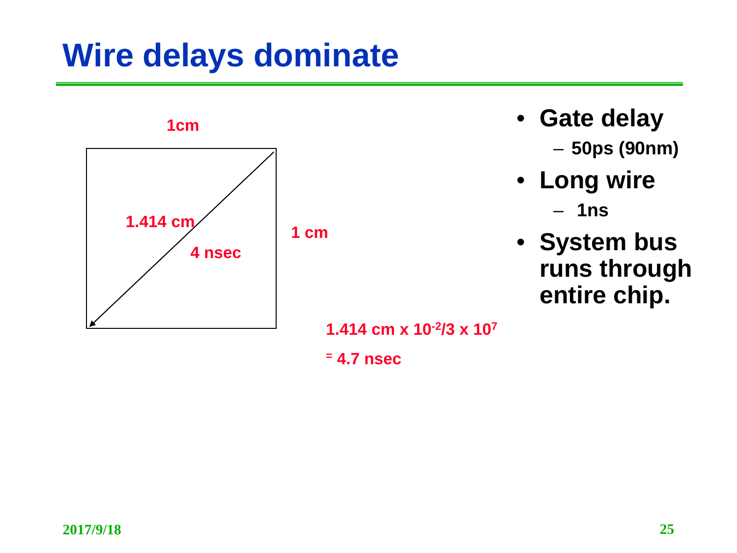# Wire delays dominate

1cm

1.414 cm

4 nsec

1 cm

$1.414\text{ cm} \times 10^{-2}/3 \times 10^{7}$

$= 4.7\text{ nsec}$

- **Gate delay**
  - **50ps (90nm)**
- **Long wire**
  - **1ns**
- **System bus runs through entire chip.**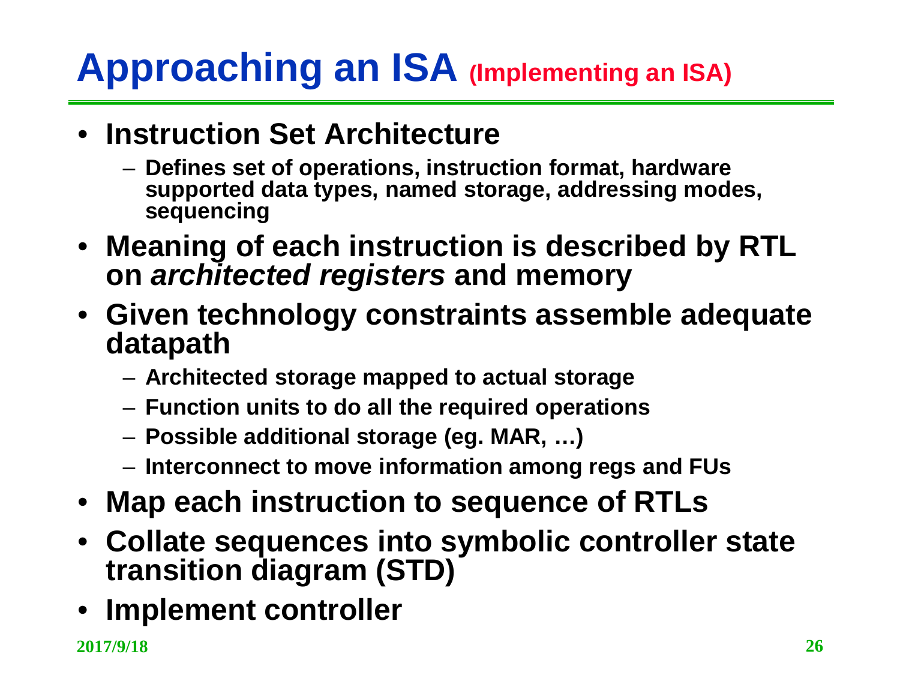# Approaching an ISA (Implementing an ISA)

- **Instruction Set Architecture**
  - Defines set of operations, instruction format, hardware supported data types, named storage, addressing modes, sequencing
- **Meaning of each instruction is described by RTL on *architected registers* and memory**
- **Given technology constraints assemble adequate datapath**
  - Architected storage mapped to actual storage
  - Function units to do all the required operations
  - Possible additional storage (eg. MAR, …)
  - Interconnect to move information among regs and FUs
- **Map each instruction to sequence of RTLs**
- **Collate sequences into symbolic controller state transition diagram (STD)**
- **Implement controller**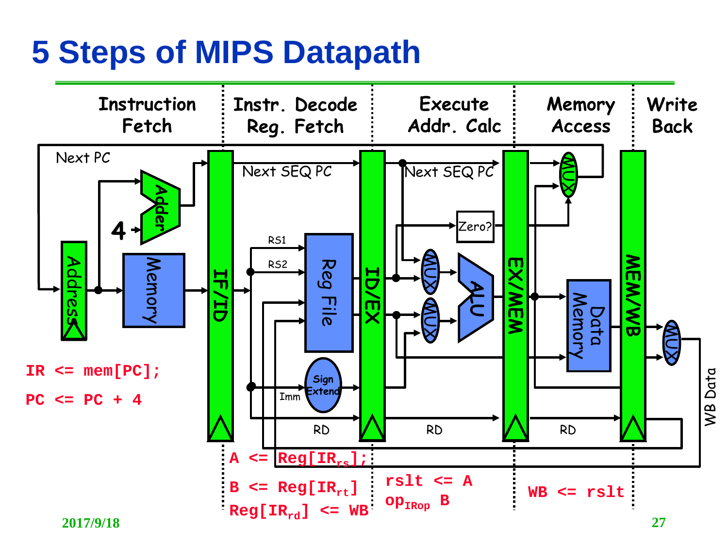# 5 Steps of MIPS Datapath

Instruction Fetch | Instr. Decode Reg. Fetch | Execute Addr. Calc | Memory Access | Write Back

Next PC

Next SEQ PC

Next SEQ PC

Adder

4

Address

Memory

IF/ID

RS1

RS2

Reg File

ID/EX

MUX

MUX

Zero?

ALU

EX/MEM

MUX

Data Memory

MEM/WB

MUX

Sign Extend

Imm

RD

RD

RD

WB Data

IR <= mem[PC];

PC <= PC + 4

A <= Reg[$IR_{rs}$];

B <= Reg[$IR_{rt}$]

Reg[$IR_{rd}$] <= WB

rslt <= A $op_{IRop}$ B

WB <= rslt

2017/9/18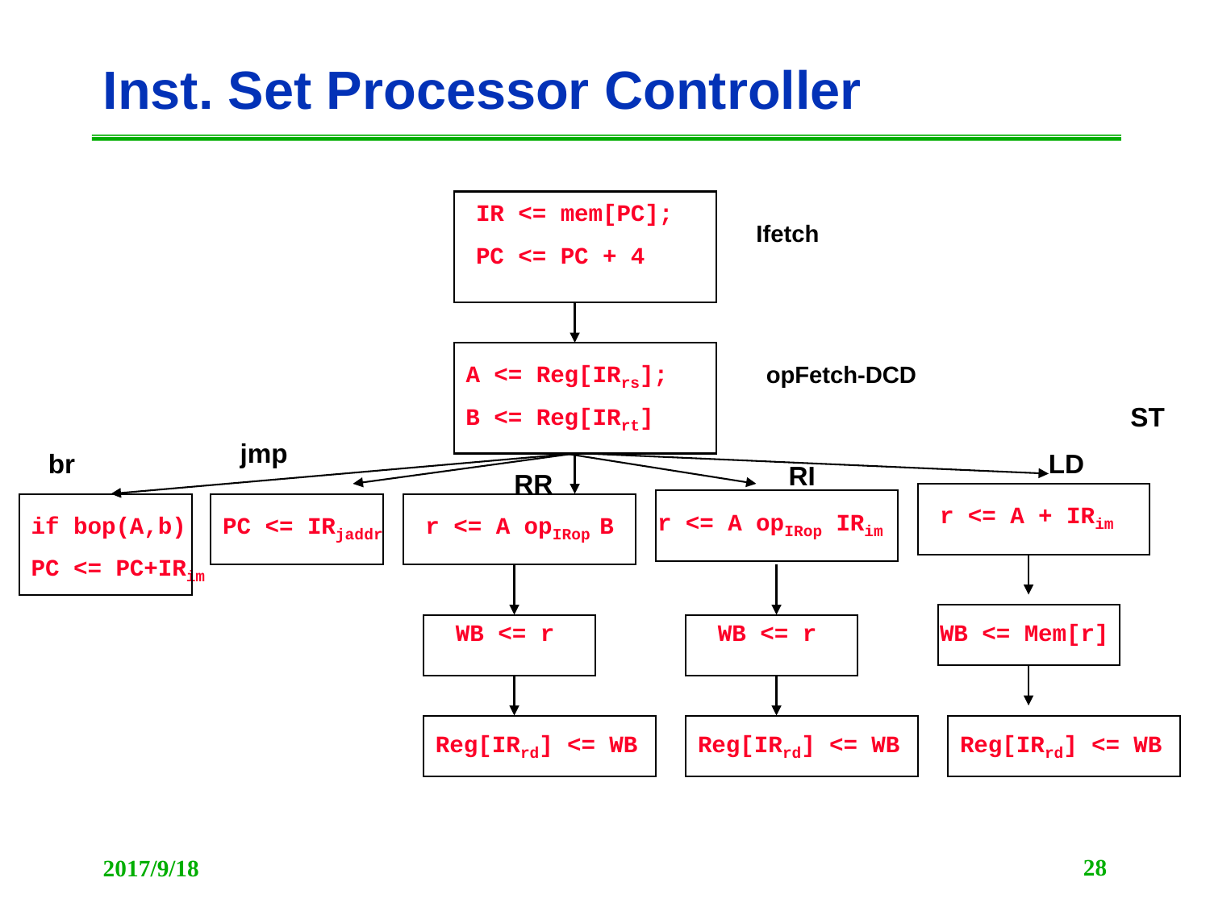# Inst. Set Processor Controller

**Ifetch**

```
IR <= mem[PC];
PC <= PC + 4
```

**opFetch-DCD**

```
A <= Reg[IR_rs];
B <= Reg[IR_rt]
```

**br**

```
if bop(A,b)
PC <= PC+IR_im
```

**jmp**

```
PC <= IR_jaddr
```

**RR**

```
r <= A op_IRop B
WB <= r
Reg[IR_rd] <= WB
```

**RI**

```
r <= A op_IRop IR_im
WB <= r
Reg[IR_rd] <= WB
```

**LD**

```
r <= A + IR_im
WB <= Mem[r]
Reg[IR_rd] <= WB
```

**ST**

2017/9/18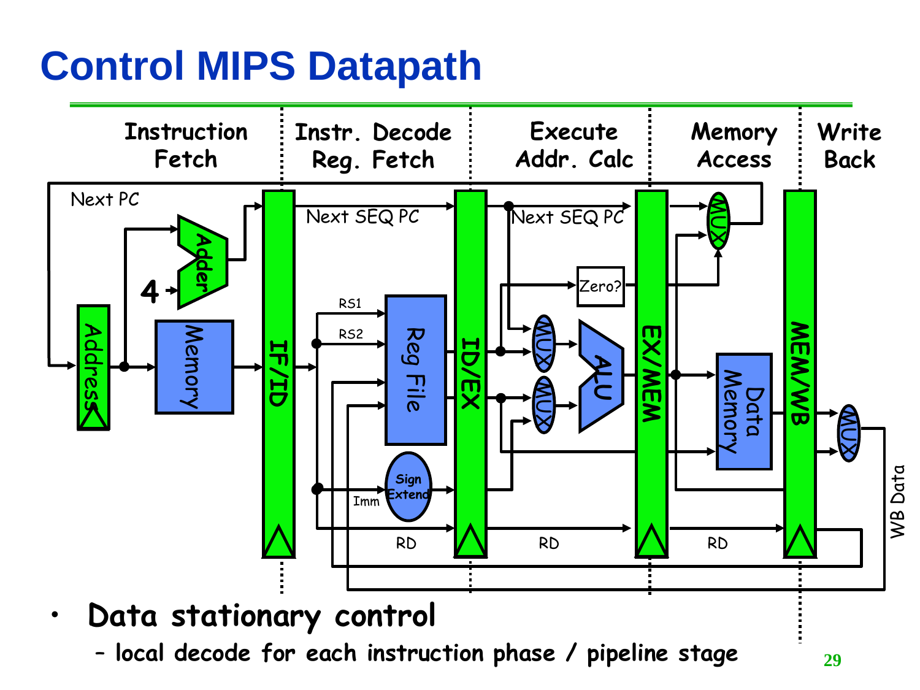# Control MIPS Datapath

- **Data stationary control**
  - local decode for each instruction phase / pipeline stage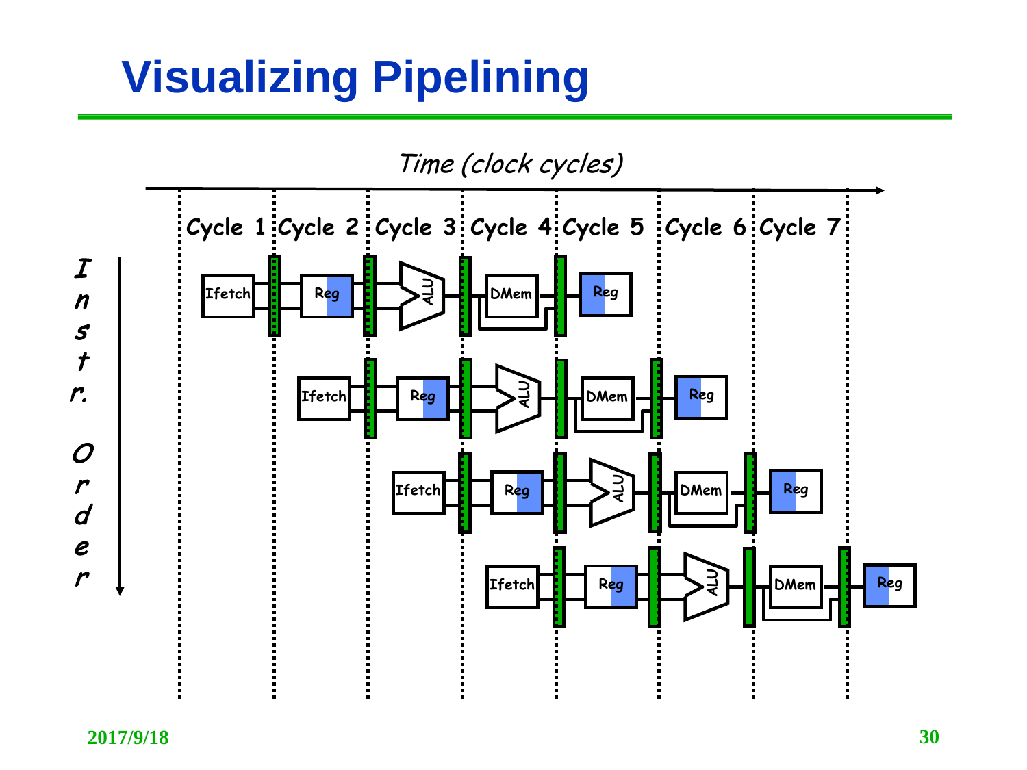# Visualizing Pipelining

*Time (clock cycles)*

Cycle 1 | Cycle 2 | Cycle 3 | Cycle 4 | Cycle 5 | Cycle 6 | Cycle 7

*Instr. Order*

Ifetch → Reg → ALU → DMem → Reg

Ifetch → Reg → ALU → DMem → Reg

Ifetch → Reg → ALU → DMem → Reg

Ifetch → Reg → ALU → DMem → Reg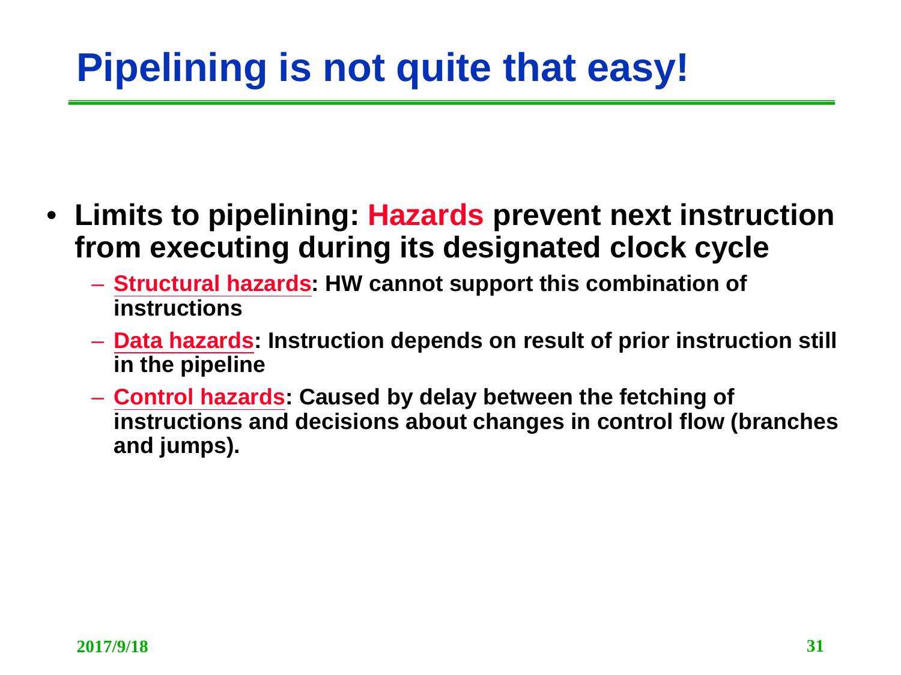# Pipelining is not quite that easy!

- **Limits to pipelining: Hazards prevent next instruction from executing during its designated clock cycle**
  - **Structural hazards: HW cannot support this combination of instructions**
  - **Data hazards: Instruction depends on result of prior instruction still in the pipeline**
  - **Control hazards: Caused by delay between the fetching of instructions and decisions about changes in control flow (branches and jumps).**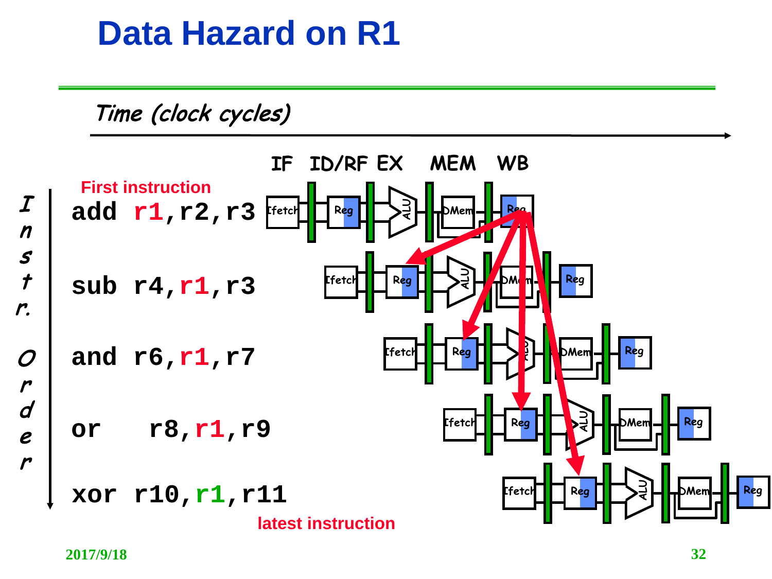# Data Hazard on R1

*Time (clock cycles)*

IF ID/RF EX MEM WB

*Instr. Order*

First instruction

```
add r1,r2,r3
sub r4,r1,r3
and r6,r1,r7
or   r8,r1,r9
xor r10,r1,r11
```

latest instruction

2017/9/18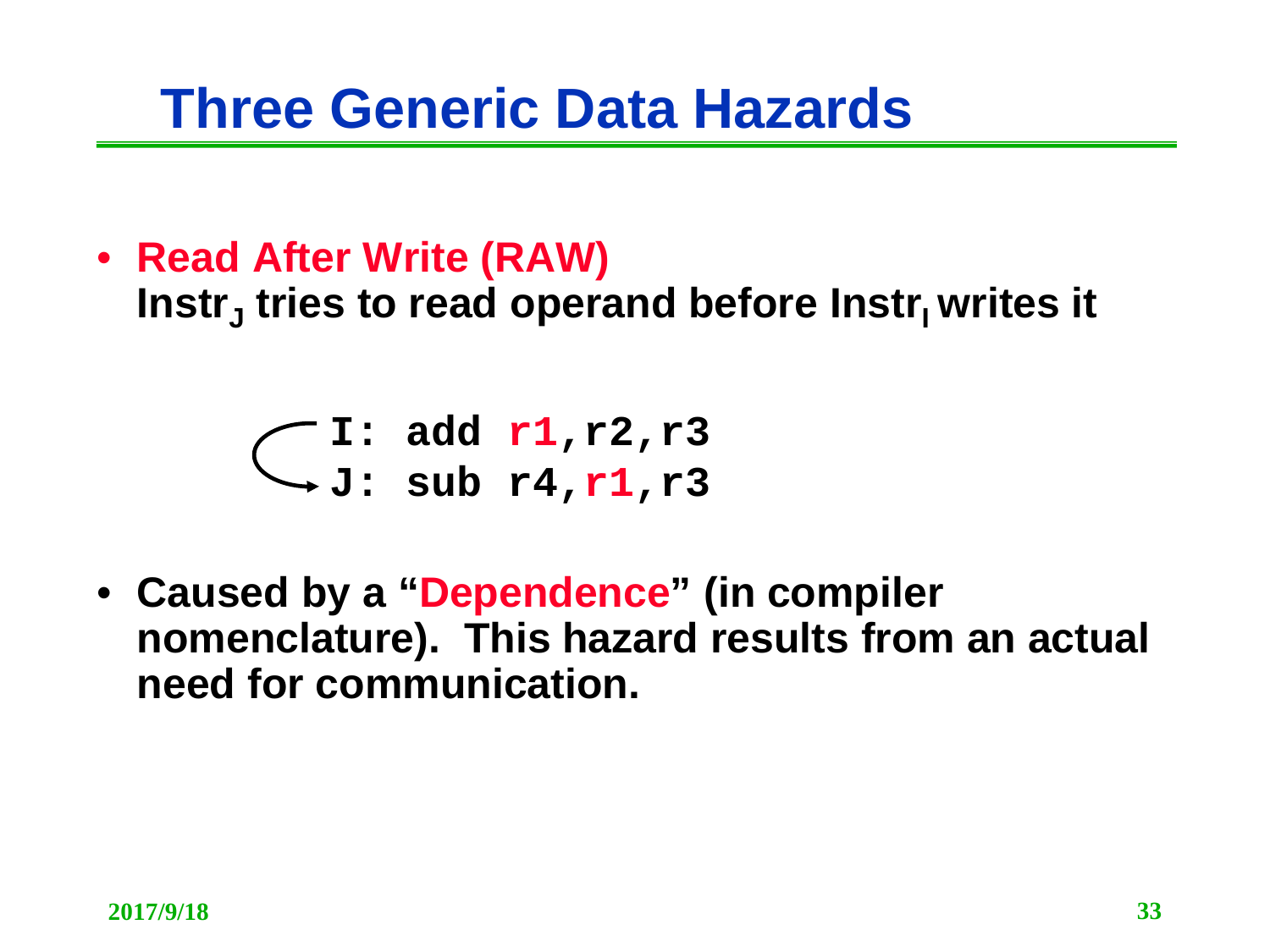# Three Generic Data Hazards

- **Read After Write (RAW)**
  **$Instr_J$ tries to read operand before $Instr_I$ writes it**

```
I: add r1,r2,r3
J: sub r4,r1,r3
```

- **Caused by a "Dependence" (in compiler nomenclature). This hazard results from an actual need for communication.**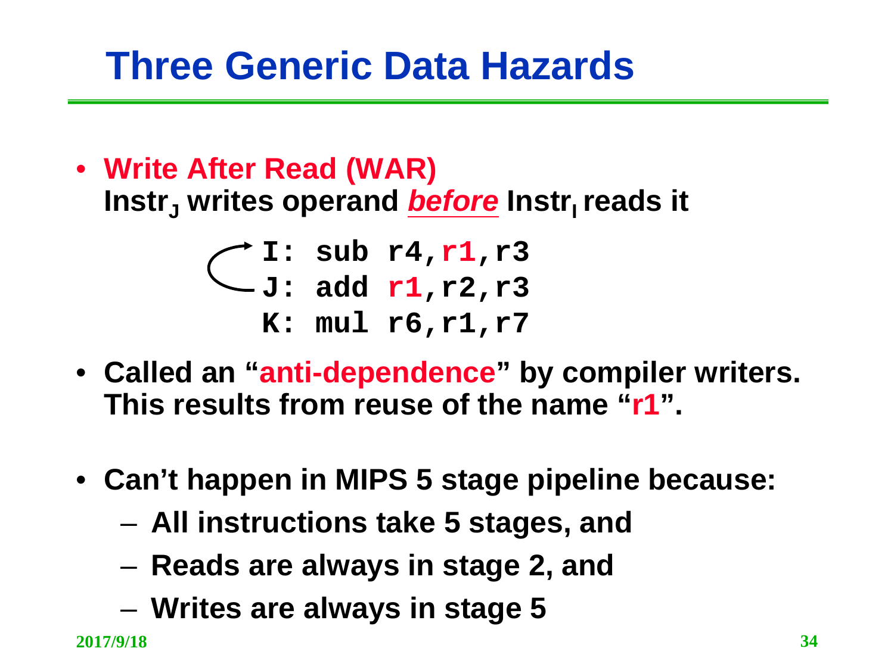# Three Generic Data Hazards

- **Write After Read (WAR)**
  **$Instr_J$ writes operand *before* $Instr_I$ reads it**

```
I: sub r4,r1,r3
J: add r1,r2,r3
K: mul r6,r1,r7
```

- **Called an "anti-dependence" by compiler writers. This results from reuse of the name "r1".**

- **Can't happen in MIPS 5 stage pipeline because:**
  - **All instructions take 5 stages, and**
  - **Reads are always in stage 2, and**
  - **Writes are always in stage 5**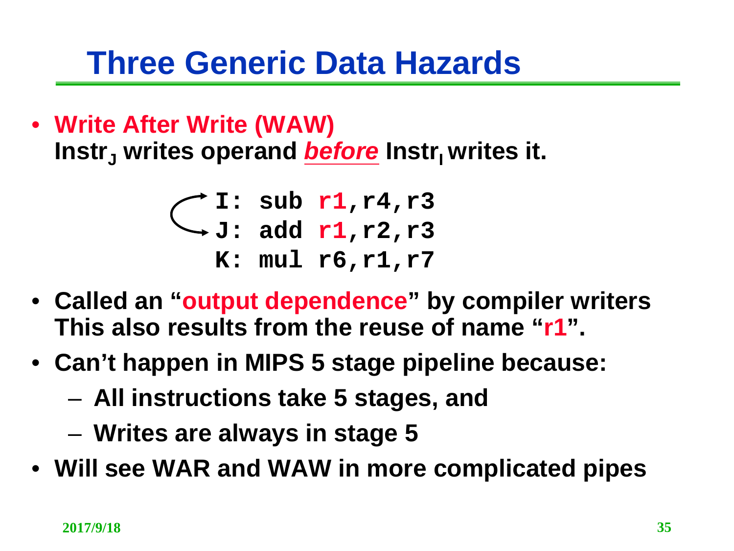# Three Generic Data Hazards

- **Write After Write (WAW)**
  **$Instr_J$ writes operand *before* $Instr_I$ writes it.**

```
I: sub r1,r4,r3
J: add r1,r2,r3
K: mul r6,r1,r7
```

- **Called an "output dependence" by compiler writers This also results from the reuse of name "r1".**
- **Can't happen in MIPS 5 stage pipeline because:**
  - **All instructions take 5 stages, and**
  - **Writes are always in stage 5**
- **Will see WAR and WAW in more complicated pipes**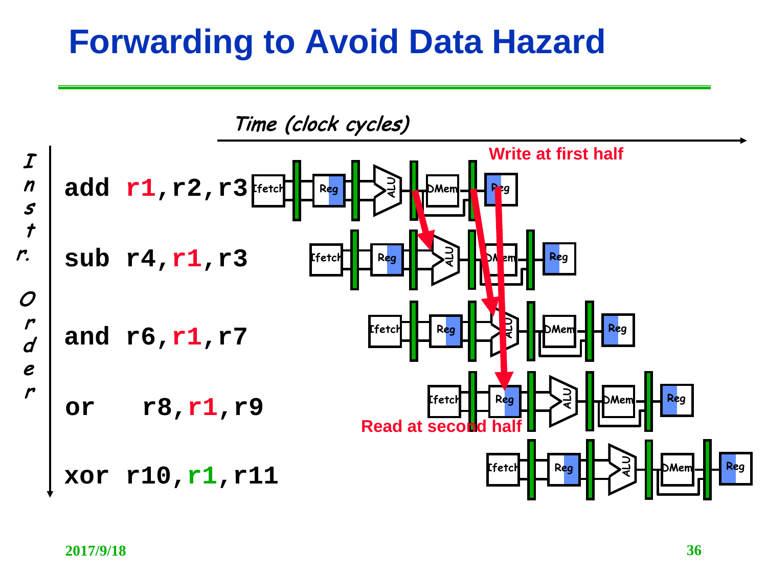# Forwarding to Avoid Data Hazard

*Time (clock cycles)*

*Instr. Order*

```
add r1,r2,r3
sub r4,r1,r3
and r6,r1,r7
or   r8,r1,r9
xor r10,r1,r11
```

Write at first half

Read at second half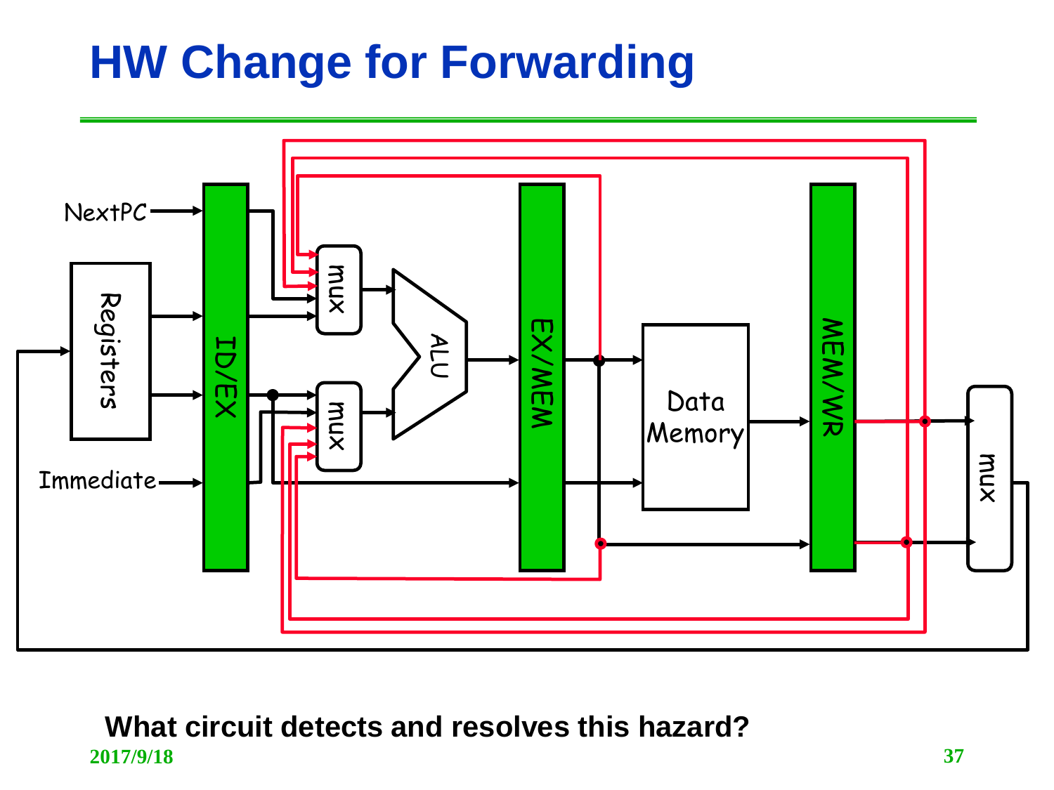# HW Change for Forwarding

What circuit detects and resolves this hazard?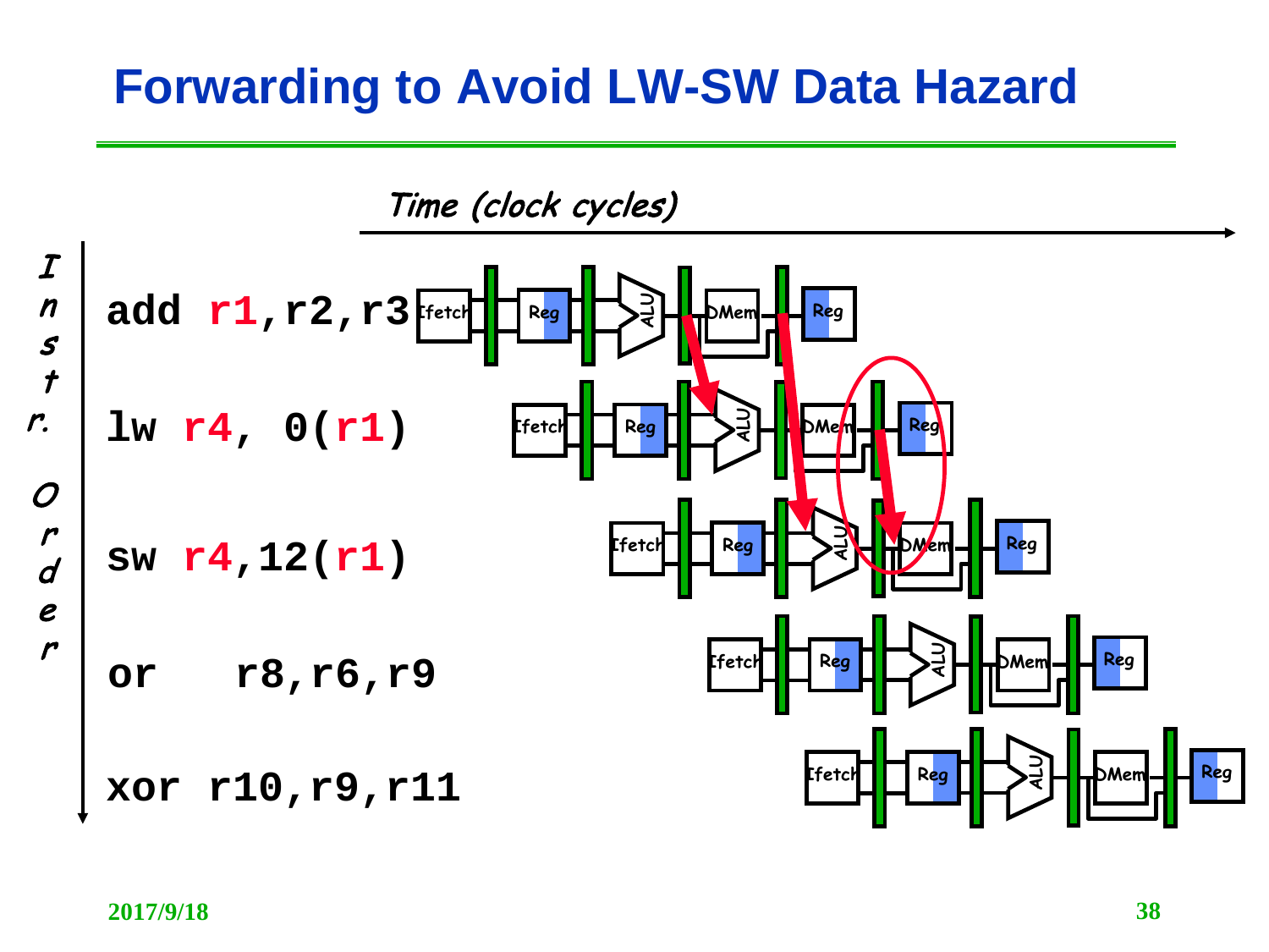# Forwarding to Avoid LW-SW Data Hazard

*Time (clock cycles)*

*Instr. Order*

```
add r1,r2,r3
lw r4, 0(r1)
sw r4,12(r1)
or   r8,r6,r9
xor r10,r9,r11
```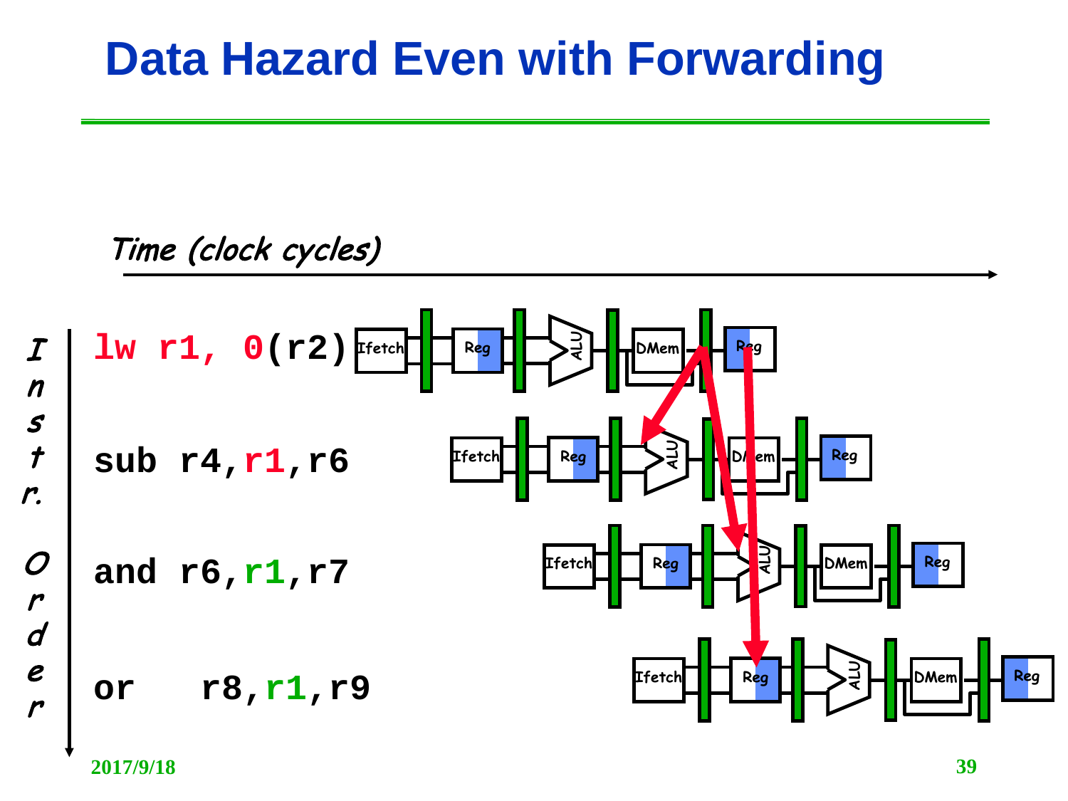# Data Hazard Even with Forwarding

*Time (clock cycles)*

*Instr. Order*

```
lw  r1, 0(r2)
sub r4,r1,r6
and r6,r1,r7
or   r8,r1,r9
```

Ifetch | Reg | ALU | DMem | Reg

2017/9/18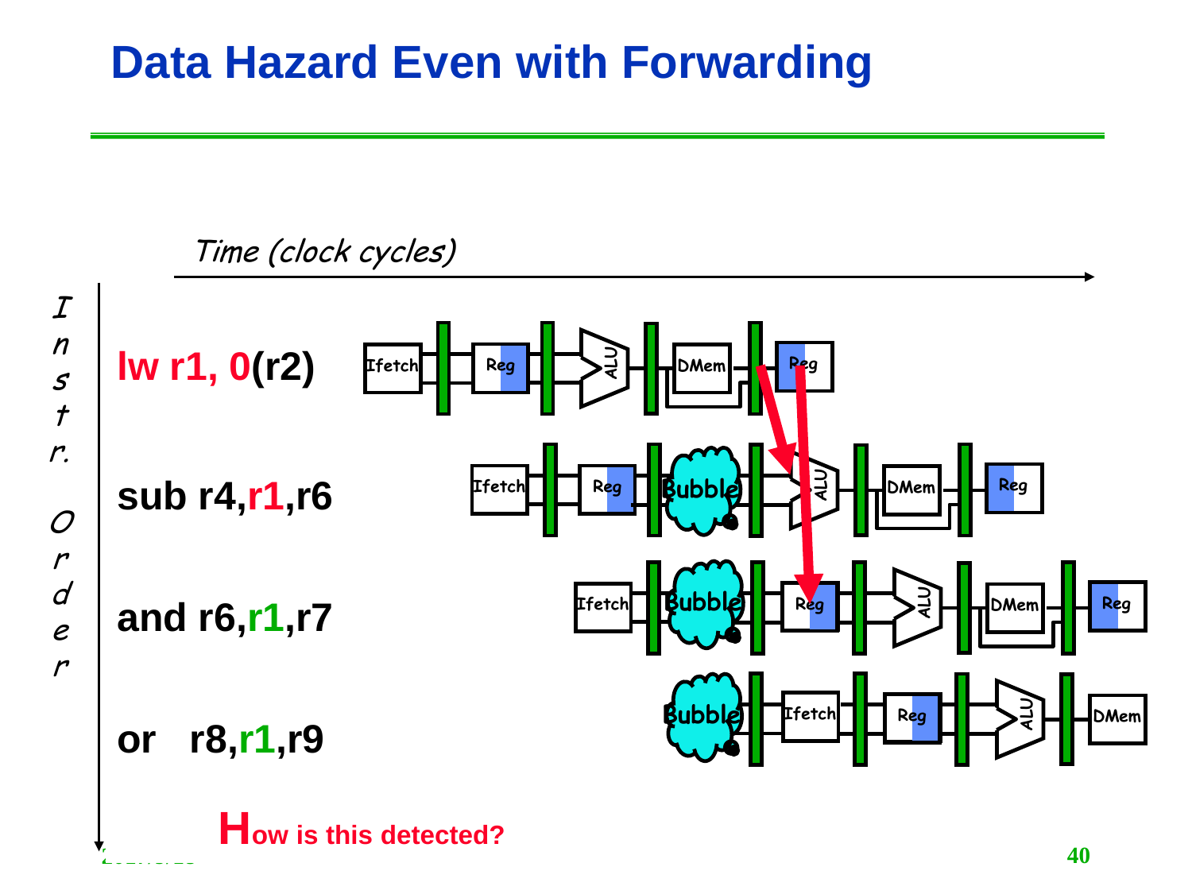# Data Hazard Even with Forwarding

*Time (clock cycles)*

*Instr. Order*

**lw r1, 0(r2)**

**sub r4,r1,r6**

**and r6,r1,r7**

**or r8,r1,r9**

| | | | | | | |
|---|---|---|---|---|---|---|
| Ifetch | Reg | ALU | DMem | Reg | | |
| | Ifetch | Reg | Bubble | ALU | DMem | Reg |
| | | Ifetch | Bubble | Reg | ALU | DMem | Reg |
| | | | Bubble | Ifetch | Reg | ALU | DMem |

**How is this detected?**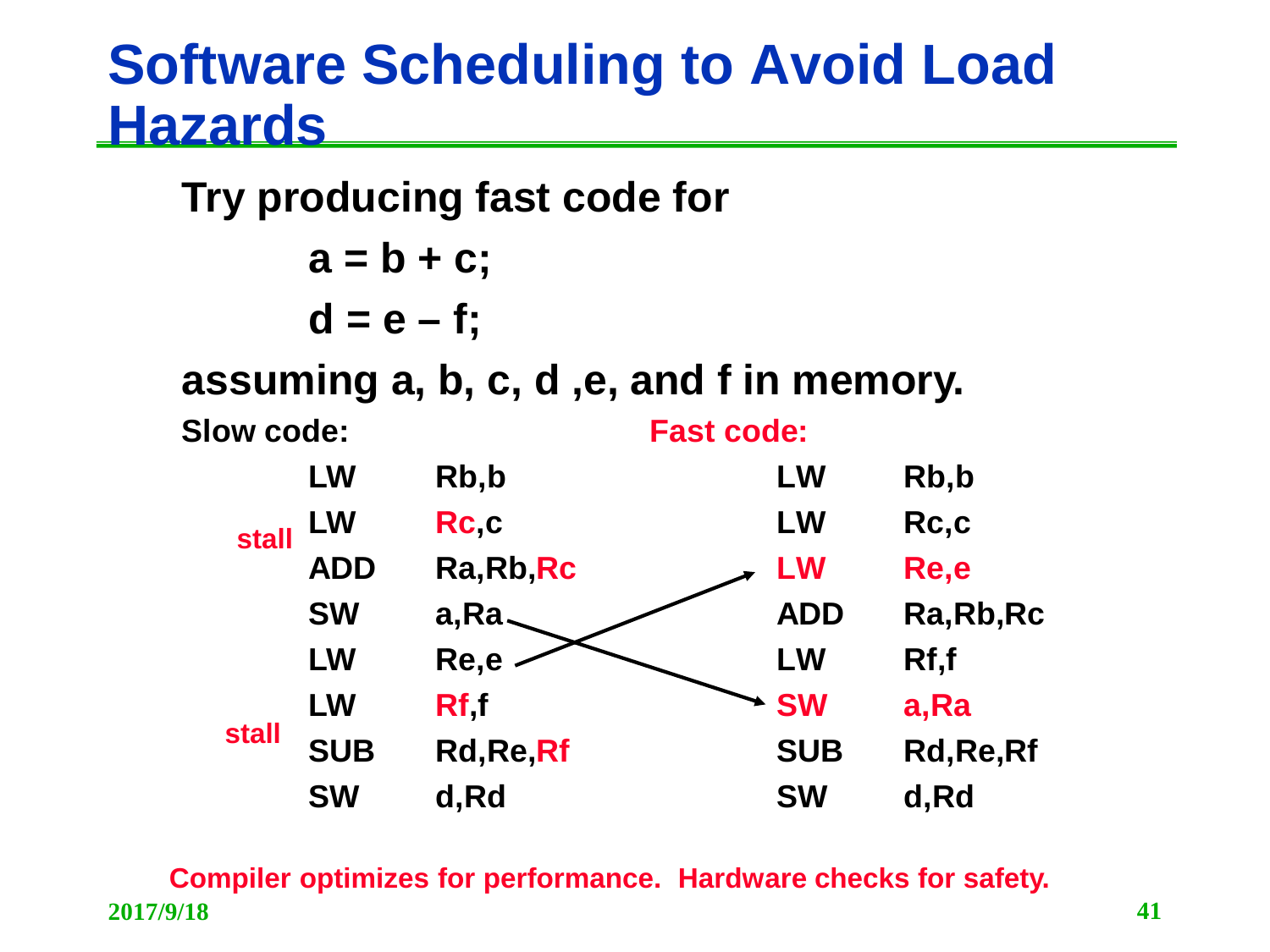# Software Scheduling to Avoid Load Hazards

**Try producing fast code for**

**a = b + c;**

**d = e – f;**

**assuming a, b, c, d ,e, and f in memory.**

**Slow code:**

```
      LW    Rb,b
      LW    Rc,c
stall ADD   Ra,Rb,Rc
      SW    a,Ra
      LW    Re,e
      LW    Rf,f
stall SUB   Rd,Re,Rf
      SW    d,Rd
```

**Fast code:**

```
LW    Rb,b
LW    Rc,c
LW    Re,e
ADD   Ra,Rb,Rc
LW    Rf,f
SW    a,Ra
SUB   Rd,Re,Rf
SW    d,Rd
```

**Compiler optimizes for performance. Hardware checks for safety.**

2017/9/18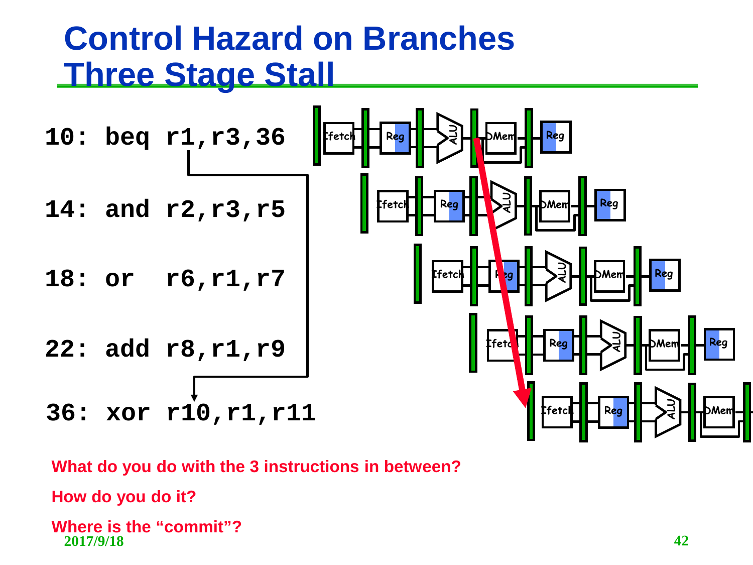# Control Hazard on Branches Three Stage Stall

```
10: beq r1,r3,36

14: and r2,r3,r5

18: or  r6,r1,r7

22: add r8,r1,r9

36: xor r10,r1,r11
```

What do you do with the 3 instructions in between?

How do you do it?

Where is the "commit"?

2017/9/18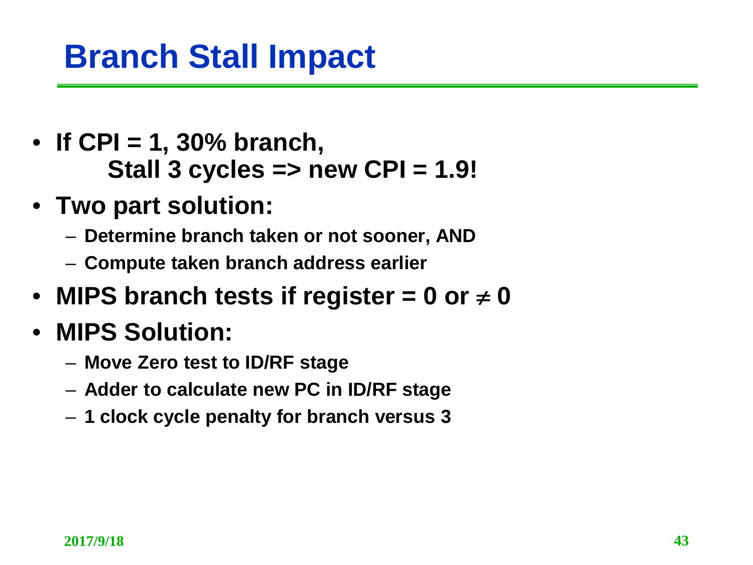# Branch Stall Impact

- **If CPI = 1, 30% branch,**
  **Stall 3 cycles => new CPI = 1.9!**
- **Two part solution:**
  - **Determine branch taken or not sooner, AND**
  - **Compute taken branch address earlier**
- **MIPS branch tests if register = 0 or $\neq$ 0**
- **MIPS Solution:**
  - **Move Zero test to ID/RF stage**
  - **Adder to calculate new PC in ID/RF stage**
  - **1 clock cycle penalty for branch versus 3**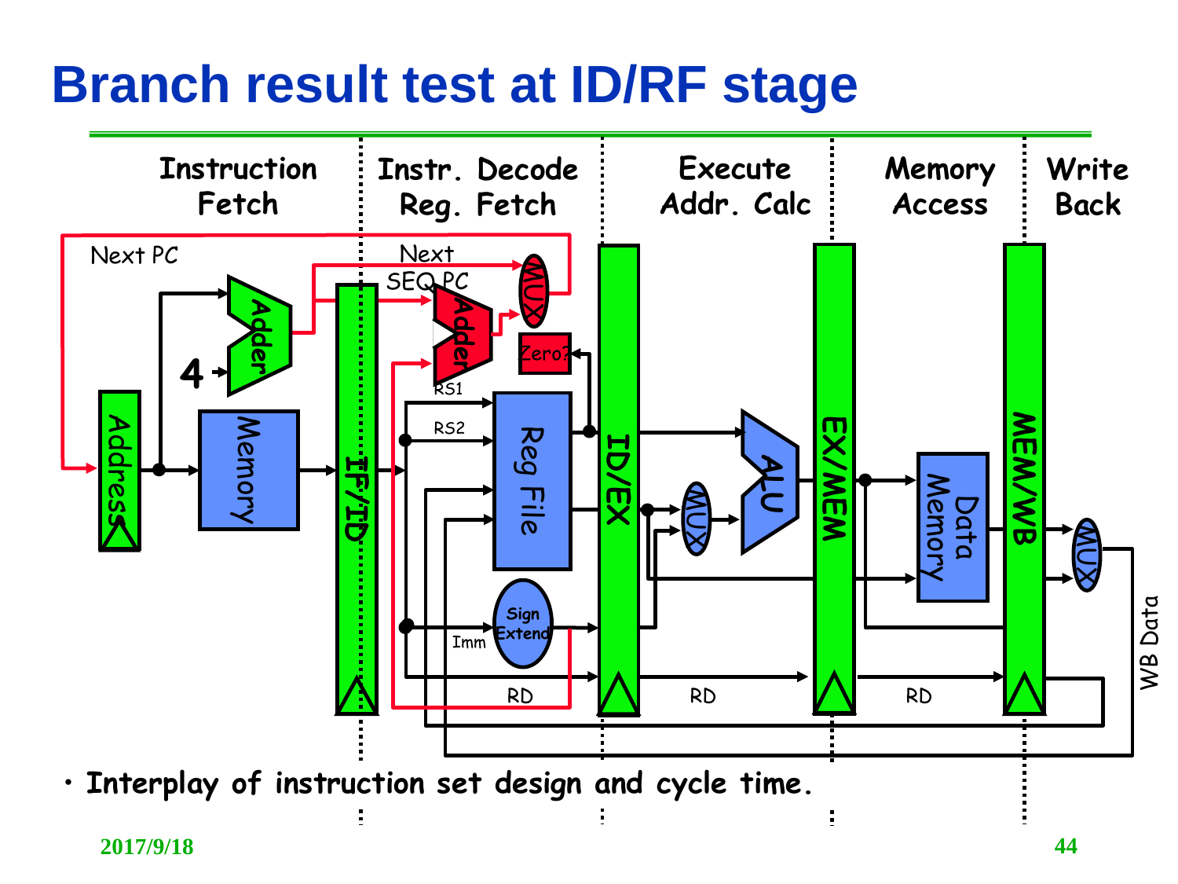# Branch result test at ID/RF stage

Instruction Fetch | Instr. Decode Reg. Fetch | Execute Addr. Calc | Memory Access | Write Back

Next PC, Next SEQ PC, Adder, 4, Address, Memory, IF/ID, MUX, Zero?, RS1, RS2, Reg File, Sign Extend, Imm, RD, ID/EX, ALU, EX/MEM, Data Memory, MEM/WB, WB Data

- Interplay of instruction set design and cycle time.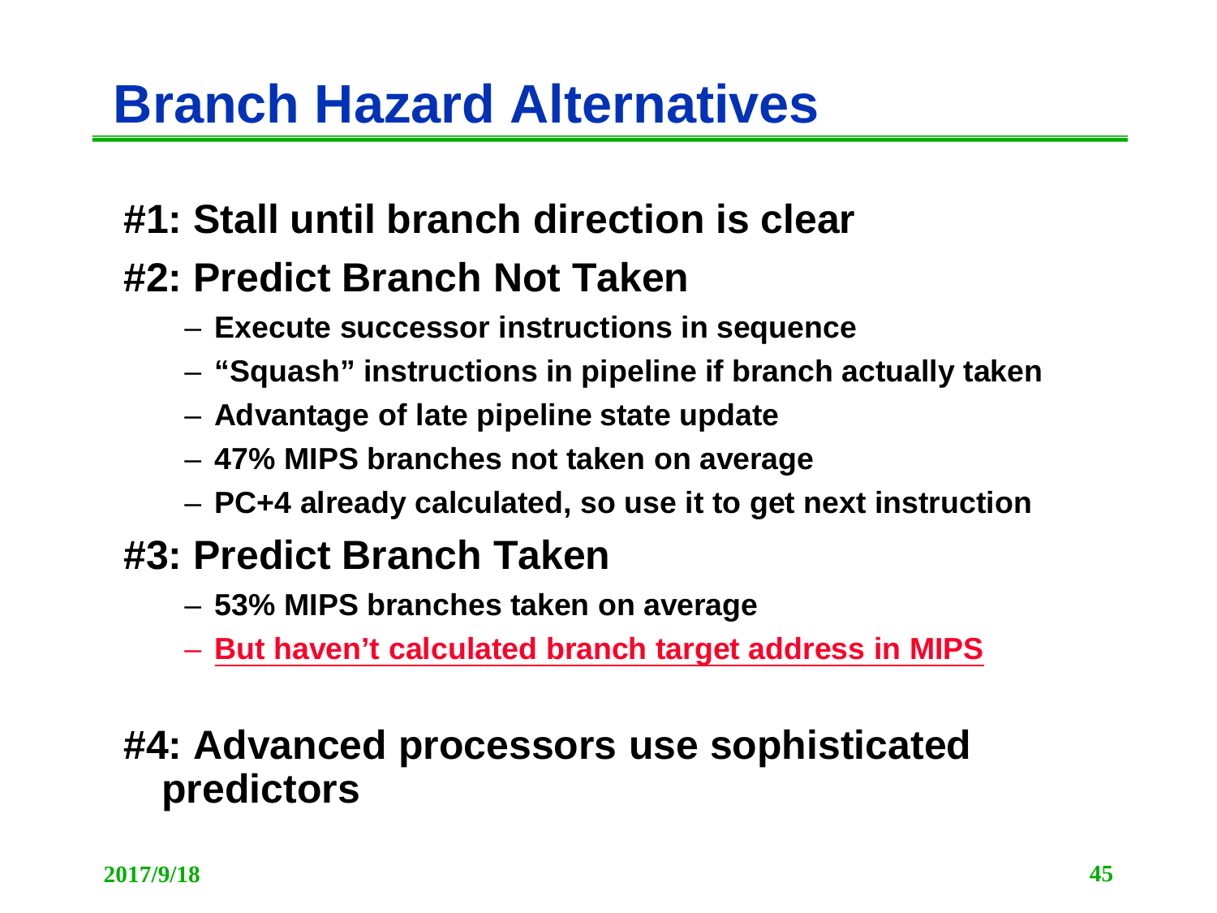# Branch Hazard Alternatives

**#1: Stall until branch direction is clear**

**#2: Predict Branch Not Taken**

- **Execute successor instructions in sequence**
- **"Squash" instructions in pipeline if branch actually taken**
- **Advantage of late pipeline state update**
- **47% MIPS branches not taken on average**
- **PC+4 already calculated, so use it to get next instruction**

**#3: Predict Branch Taken**

- **53% MIPS branches taken on average**
- **But haven't calculated branch target address in MIPS**

**#4: Advanced processors use sophisticated predictors**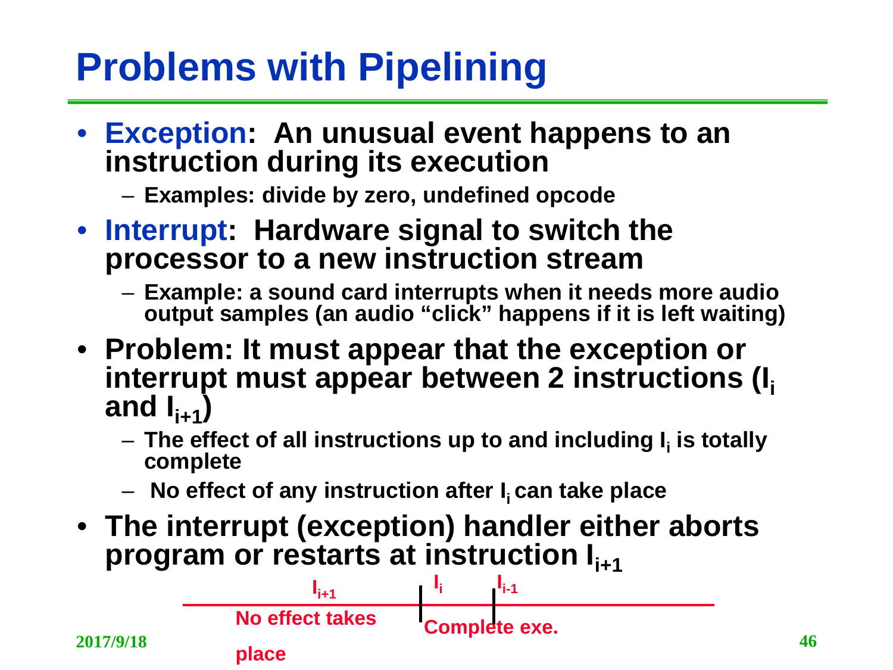# Problems with Pipelining

- **Exception: An unusual event happens to an instruction during its execution**
  - Examples: divide by zero, undefined opcode
- **Interrupt: Hardware signal to switch the processor to a new instruction stream**
  - Example: a sound card interrupts when it needs more audio output samples (an audio "click" happens if it is left waiting)
- **Problem: It must appear that the exception or interrupt must appear between 2 instructions ($I_i$ and $I_{i+1}$)**
  - The effect of all instructions up to and including $I_i$ is totally complete
  - No effect of any instruction after $I_i$ can take place
- **The interrupt (exception) handler either aborts program or restarts at instruction $I_{i+1}$**

$I_{i+1}$ | $I_i$ | $I_{i-1}$

No effect takes place | Complete exe.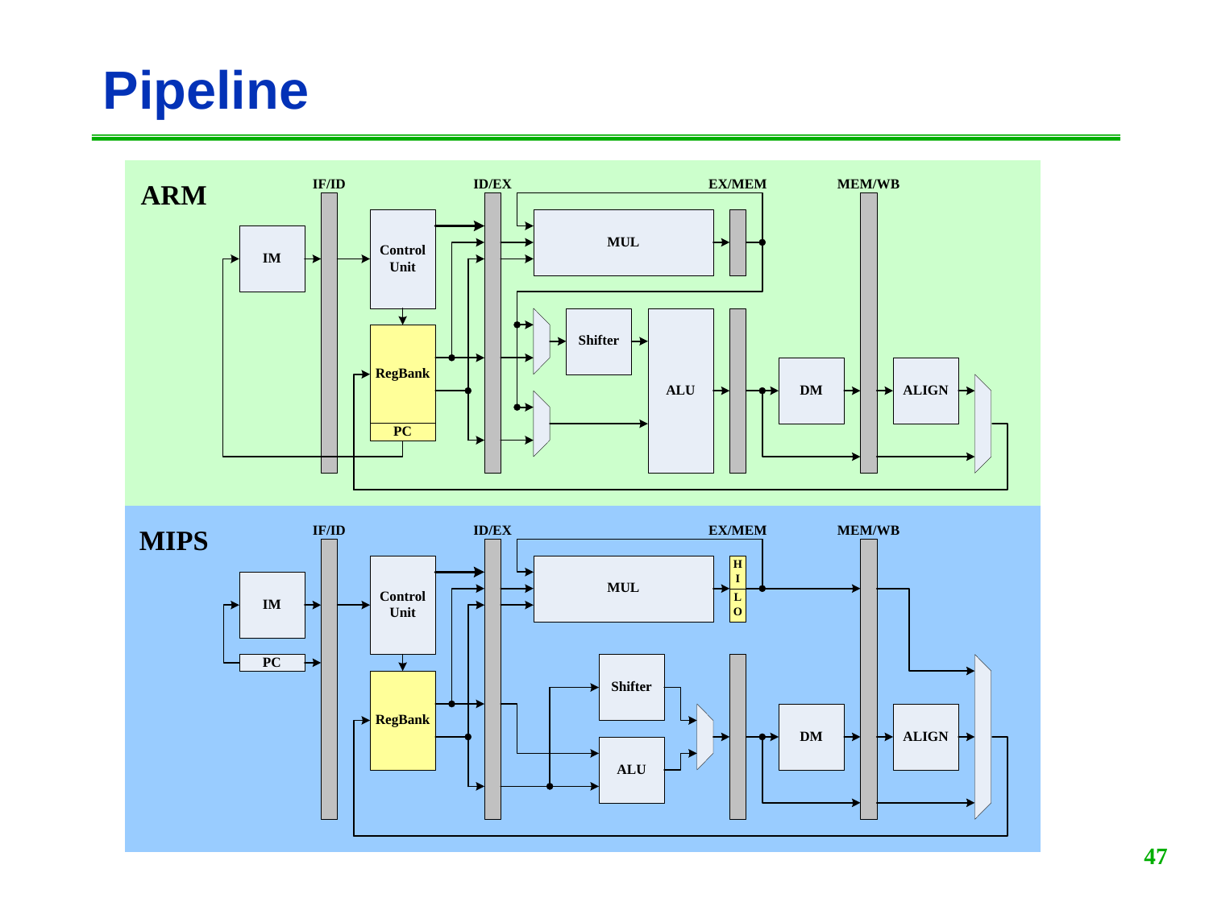# Pipeline

**ARM**

IF/ID, ID/EX, EX/MEM, MEM/WB

IM, Control Unit, RegBank, PC, MUL, Shifter, ALU, DM, ALIGN

**MIPS**

IF/ID, ID/EX, EX/MEM, MEM/WB

IM, PC, Control Unit, RegBank, MUL, HI LO, Shifter, ALU, DM, ALIGN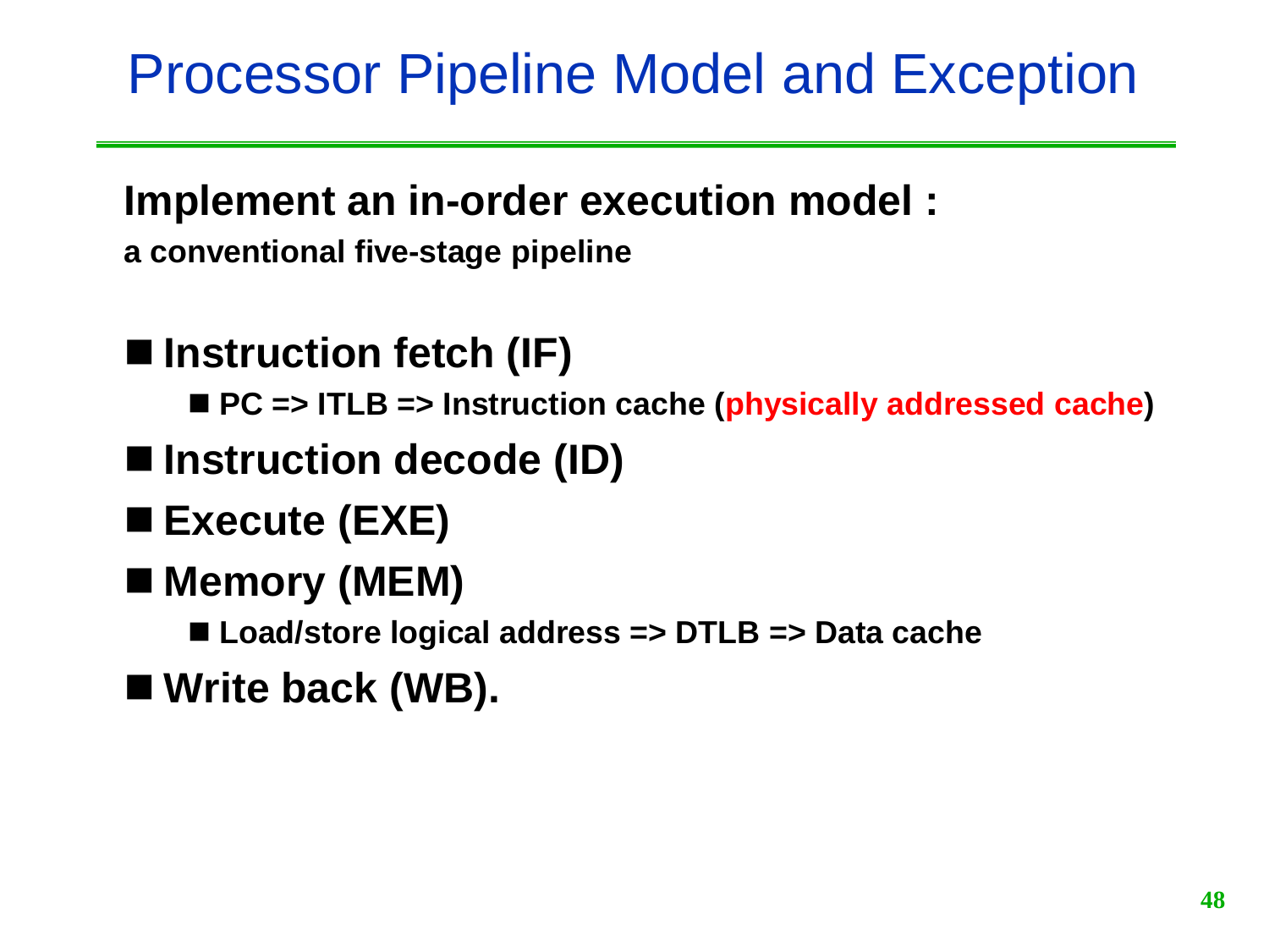# Processor Pipeline Model and Exception

**Implement an in-order execution model :**

**a conventional five-stage pipeline**

- **Instruction fetch (IF)**
  - **PC => ITLB => Instruction cache (physically addressed cache)**
- **Instruction decode (ID)**
- **Execute (EXE)**
- **Memory (MEM)**
  - **Load/store logical address => DTLB => Data cache**
- **Write back (WB).**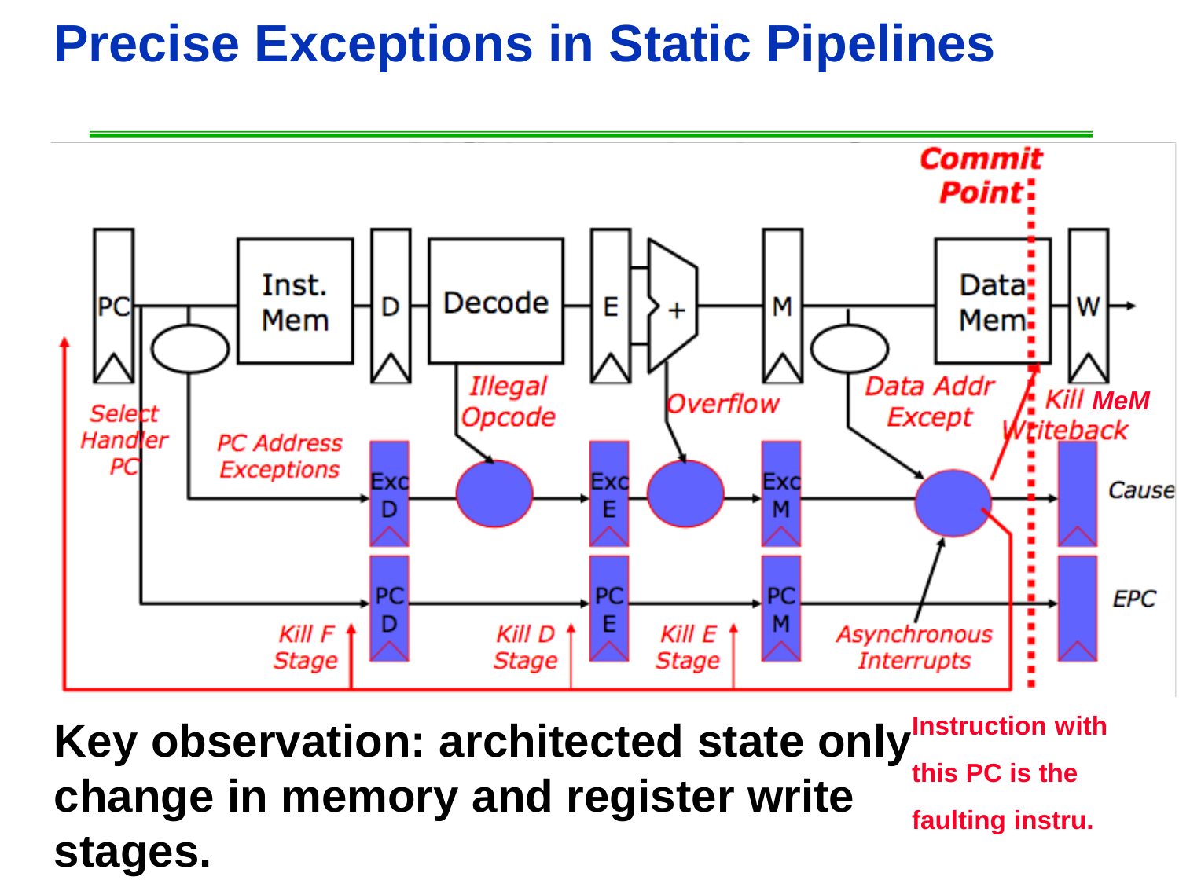# Precise Exceptions in Static Pipelines

Commit Point

PC | Inst. Mem | D | Decode | E | + | M | Data Mem | W

Select Handler PC

PC Address Exceptions

Illegal Opcode

Overflow

Data Addr Except

Kill MeM Writeback

Exc D | Exc E | Exc M | Cause

PC D | PC E | PC M | EPC

Kill F Stage

Kill D Stage

Kill E Stage

Asynchronous Interrupts

**Key observation: architected state only change in memory and register write stages.**

Instruction with this PC is the faulting instru.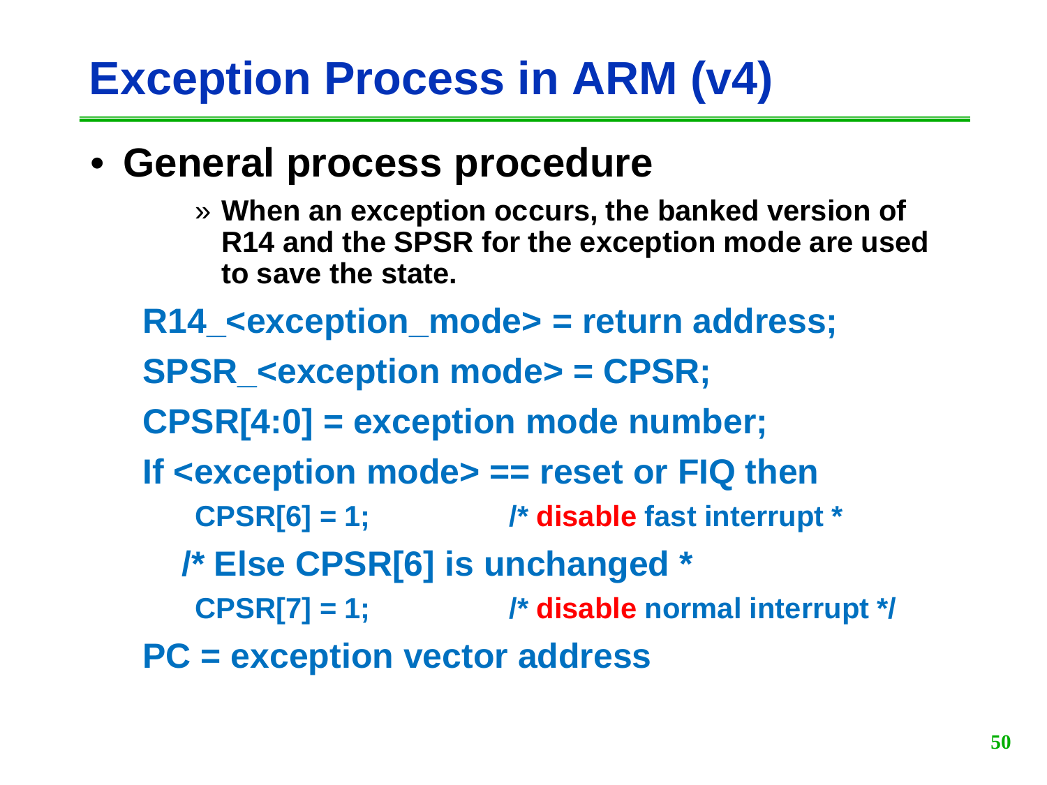# Exception Process in ARM (v4)

- **General process procedure**
  - » **When an exception occurs, the banked version of R14 and the SPSR for the exception mode are used to save the state.**

```
R14_<exception_mode> = return address;
SPSR_<exception mode> = CPSR;
CPSR[4:0] = exception mode number;
If <exception mode> == reset or FIQ then
    CPSR[6] = 1;            /* disable fast interrupt *
  /* Else CPSR[6] is unchanged *
    CPSR[7] = 1;            /* disable normal interrupt */
PC = exception vector address
```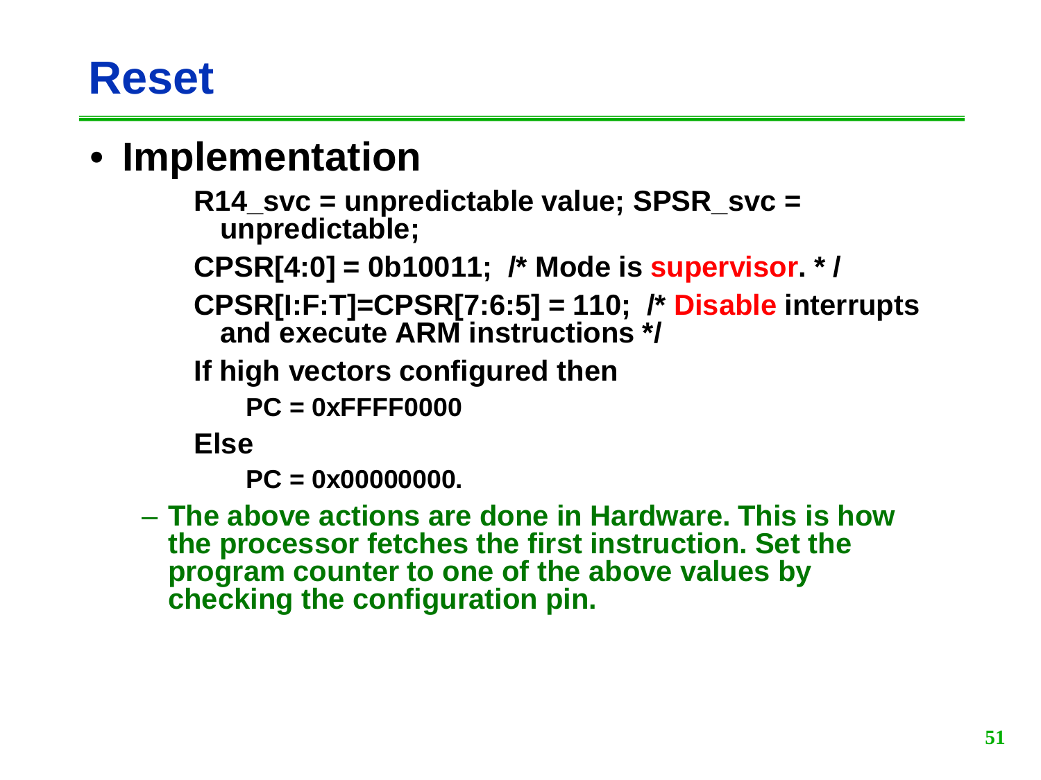# Reset

- **Implementation**

```
R14_svc = unpredictable value; SPSR_svc =
  unpredictable;
CPSR[4:0] = 0b10011;  /* Mode is supervisor. * /
CPSR[I:F:T]=CPSR[7:6:5] = 110;  /* Disable interrupts
  and execute ARM instructions */
If high vectors configured then
    PC = 0xFFFF0000
Else
    PC = 0x00000000.
```

  - **The above actions are done in Hardware. This is how the processor fetches the first instruction. Set the program counter to one of the above values by checking the configuration pin.**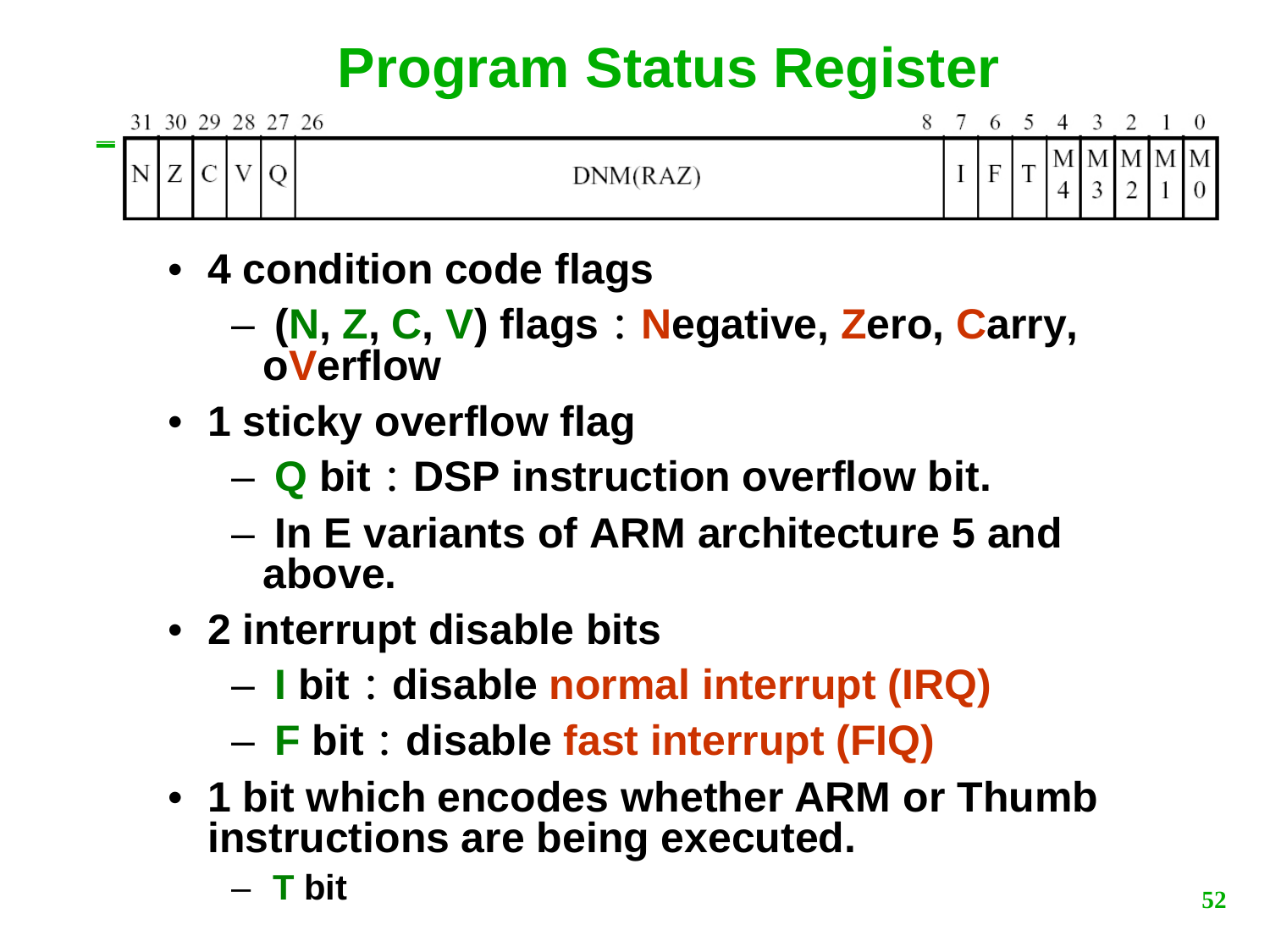# Program Status Register

| 31 | 30 | 29 | 28 | 27 | 26 … 8 | 7 | 6 | 5 | 4 | 3 | 2 | 1 | 0 |
|---|---|---|---|---|---|---|---|---|---|---|---|---|---|
| N | Z | C | V | Q | DNM(RAZ) | I | F | T | M4 | M3 | M2 | M1 | M0 |

- **4 condition code flags**
  - **(N, Z, C, V) flags：Negative, Zero, Carry, oVerflow**
- **1 sticky overflow flag**
  - **Q bit：DSP instruction overflow bit.**
  - **In E variants of ARM architecture 5 and above.**
- **2 interrupt disable bits**
  - **I bit：disable normal interrupt (IRQ)**
  - **F bit：disable fast interrupt (FIQ)**
- **1 bit which encodes whether ARM or Thumb instructions are being executed.**
  - **T bit**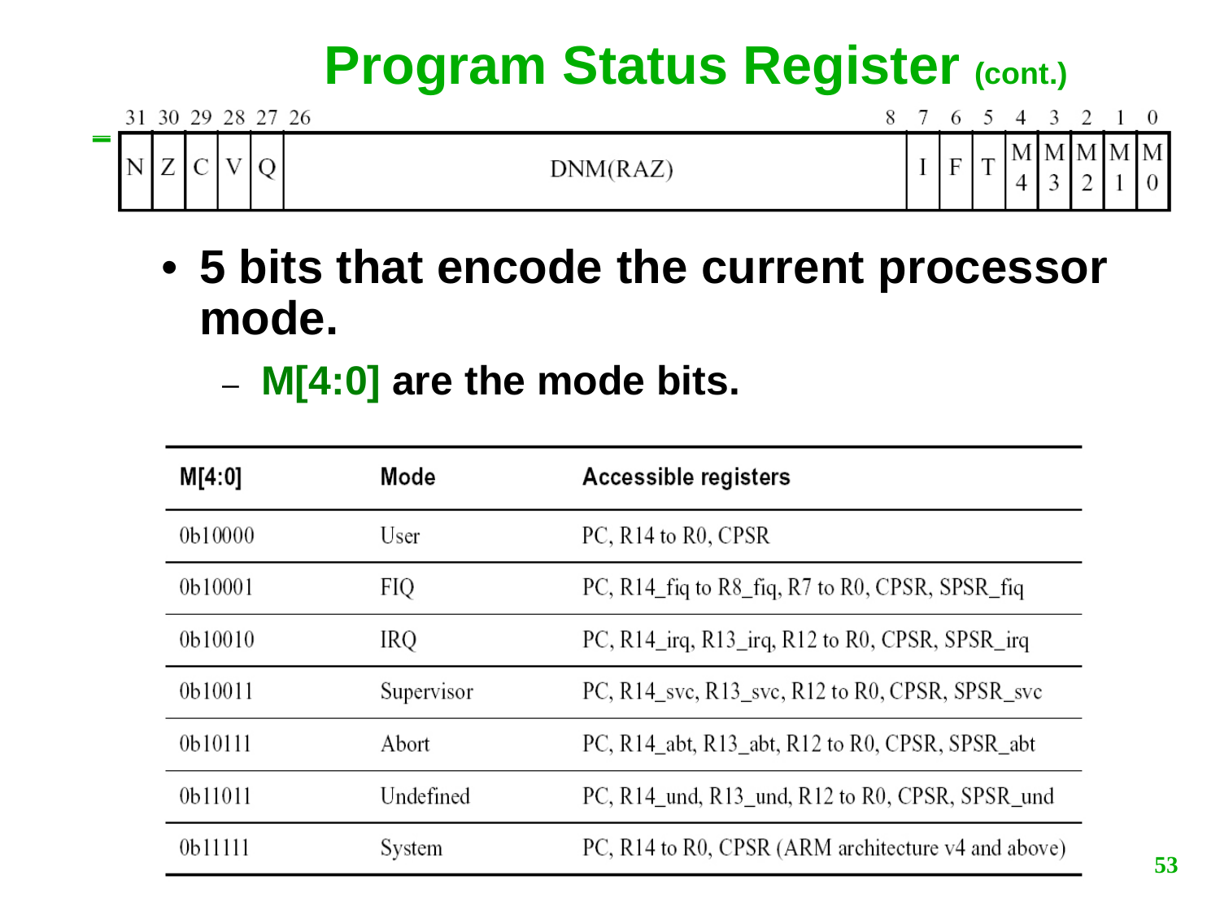# Program Status Register (cont.)

| 31 | 30 | 29 | 28 | 27 | 26 ... 8 | 7 | 6 | 5 | 4 | 3 | 2 | 1 | 0 |
|---|---|---|---|---|---|---|---|---|---|---|---|---|---|
| N | Z | C | V | Q | DNM(RAZ) | I | F | T | M4 | M3 | M2 | M1 | M0 |

- **5 bits that encode the current processor mode.**
  - **M[4:0] are the mode bits.**

| M[4:0] | Mode | Accessible registers |
|---|---|---|
| 0b10000 | User | PC, R14 to R0, CPSR |
| 0b10001 | FIQ | PC, R14_fiq to R8_fiq, R7 to R0, CPSR, SPSR_fiq |
| 0b10010 | IRQ | PC, R14_irq, R13_irq, R12 to R0, CPSR, SPSR_irq |
| 0b10011 | Supervisor | PC, R14_svc, R13_svc, R12 to R0, CPSR, SPSR_svc |
| 0b10111 | Abort | PC, R14_abt, R13_abt, R12 to R0, CPSR, SPSR_abt |
| 0b11011 | Undefined | PC, R14_und, R13_und, R12 to R0, CPSR, SPSR_und |
| 0b11111 | System | PC, R14 to R0, CPSR (ARM architecture v4 and above) |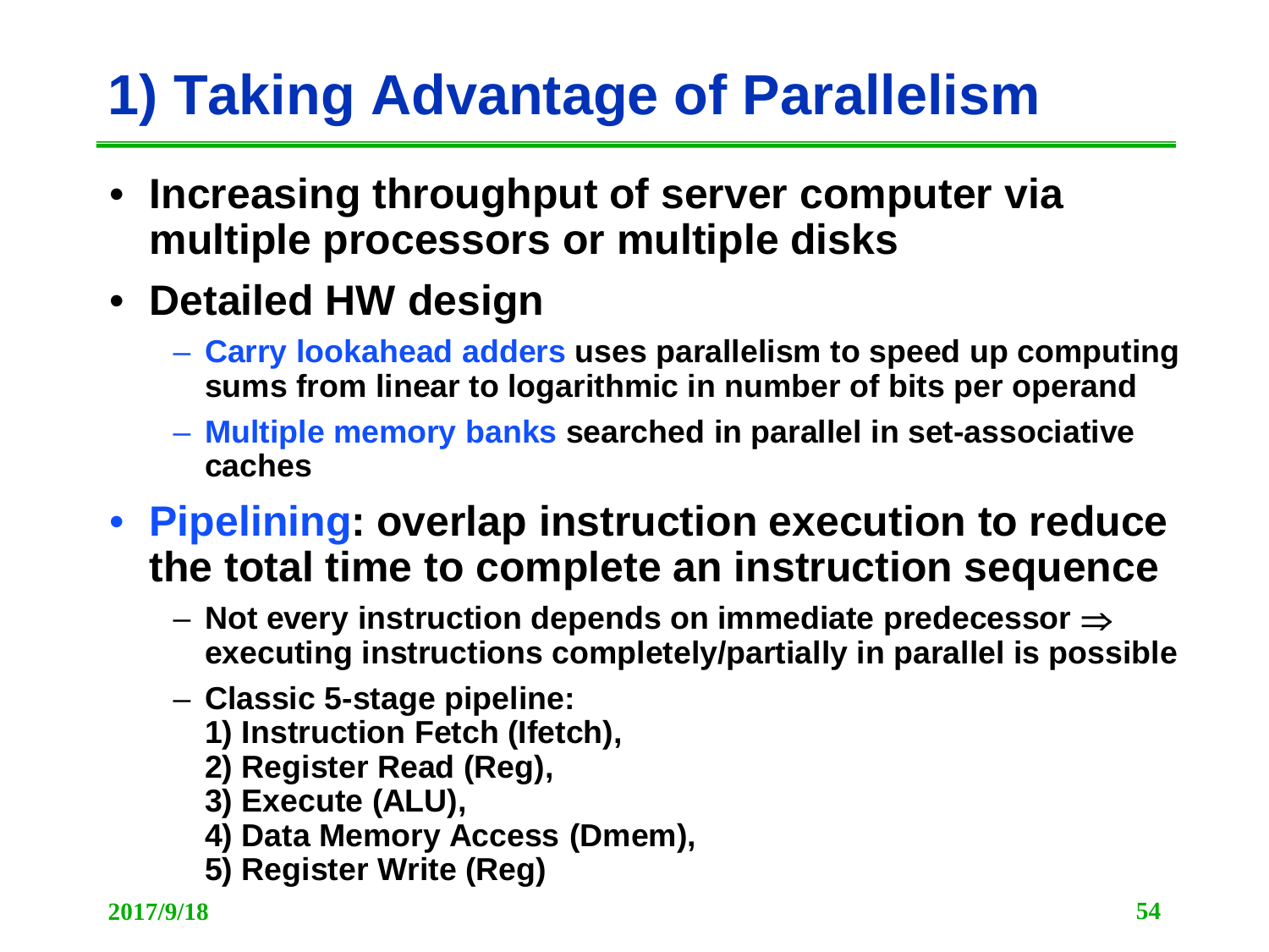# 1) Taking Advantage of Parallelism

- **Increasing throughput of server computer via multiple processors or multiple disks**
- **Detailed HW design**
  - **Carry lookahead adders uses parallelism to speed up computing sums from linear to logarithmic in number of bits per operand**
  - **Multiple memory banks searched in parallel in set-associative caches**
- **Pipelining: overlap instruction execution to reduce the total time to complete an instruction sequence**
  - **Not every instruction depends on immediate predecessor $\Rightarrow$ executing instructions completely/partially in parallel is possible**
  - **Classic 5-stage pipeline:**
    **1) Instruction Fetch (Ifetch),**
    **2) Register Read (Reg),**
    **3) Execute (ALU),**
    **4) Data Memory Access (Dmem),**
    **5) Register Write (Reg)**

2017/9/18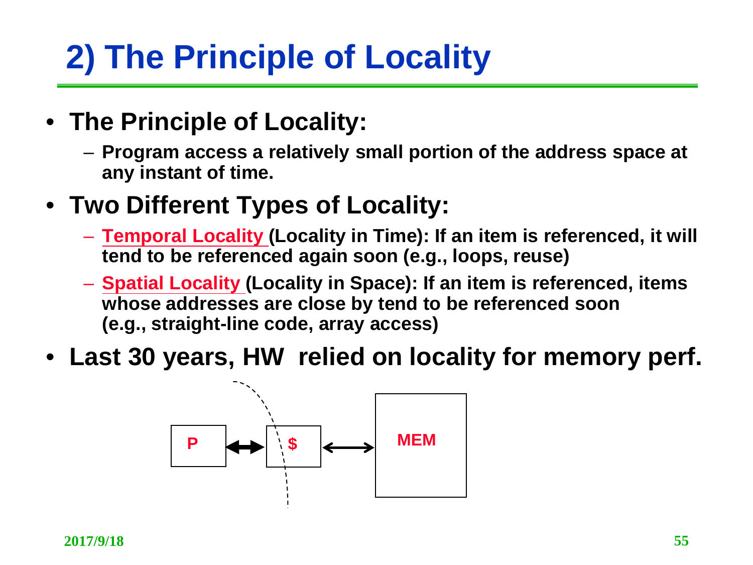# 2) The Principle of Locality

- **The Principle of Locality:**
  - **Program access a relatively small portion of the address space at any instant of time.**
- **Two Different Types of Locality:**
  - **Temporal Locality (Locality in Time): If an item is referenced, it will tend to be referenced again soon (e.g., loops, reuse)**
  - **Spatial Locality (Locality in Space): If an item is referenced, items whose addresses are close by tend to be referenced soon (e.g., straight-line code, array access)**
- **Last 30 years, HW relied on locality for memory perf.**

P ⟷ $ ⟷ MEM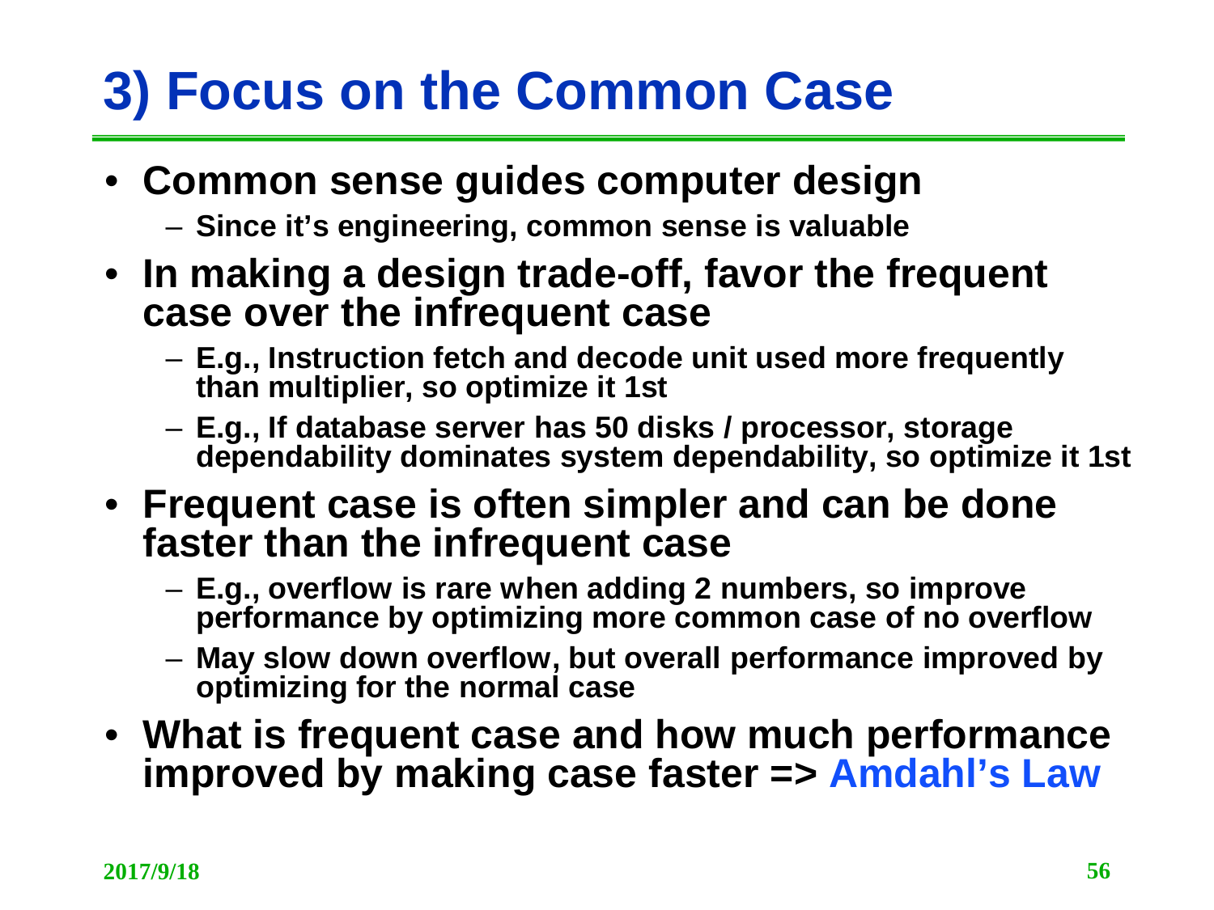# 3) Focus on the Common Case

- **Common sense guides computer design**
  - **Since it's engineering, common sense is valuable**
- **In making a design trade-off, favor the frequent case over the infrequent case**
  - **E.g., Instruction fetch and decode unit used more frequently than multiplier, so optimize it 1st**
  - **E.g., If database server has 50 disks / processor, storage dependability dominates system dependability, so optimize it 1st**
- **Frequent case is often simpler and can be done faster than the infrequent case**
  - **E.g., overflow is rare when adding 2 numbers, so improve performance by optimizing more common case of no overflow**
  - **May slow down overflow, but overall performance improved by optimizing for the normal case**
- **What is frequent case and how much performance improved by making case faster => Amdahl's Law**

2017/9/18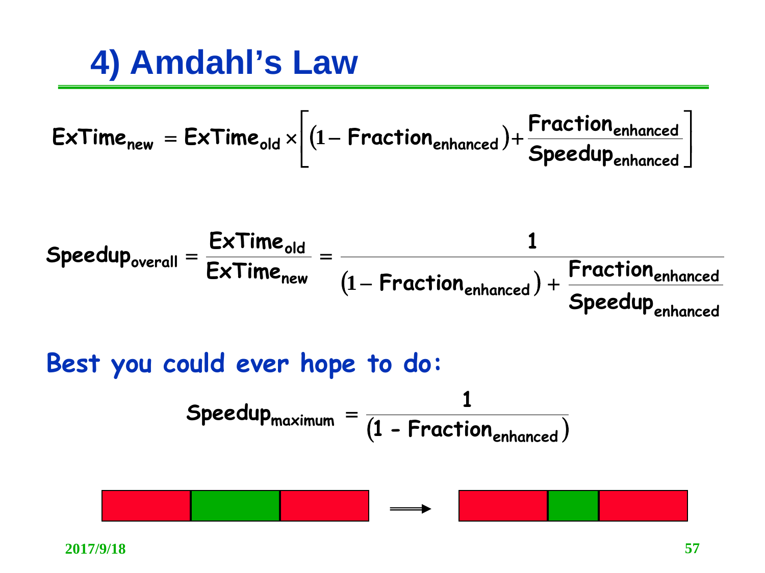# 4) Amdahl's Law

$$\text{ExTime}_{\text{new}} = \text{ExTime}_{\text{old}} \times \left[ \left(1 - \text{Fraction}_{\text{enhanced}}\right) + \frac{\text{Fraction}_{\text{enhanced}}}{\text{Speedup}_{\text{enhanced}}} \right]$$

$$\text{Speedup}_{\text{overall}} = \frac{\text{ExTime}_{\text{old}}}{\text{ExTime}_{\text{new}}} = \frac{1}{\left(1 - \text{Fraction}_{\text{enhanced}}\right) + \dfrac{\text{Fraction}_{\text{enhanced}}}{\text{Speedup}_{\text{enhanced}}}}$$

**Best you could ever hope to do:**

$$\text{Speedup}_{\text{maximum}} = \frac{1}{\left(1 - \text{Fraction}_{\text{enhanced}}\right)}$$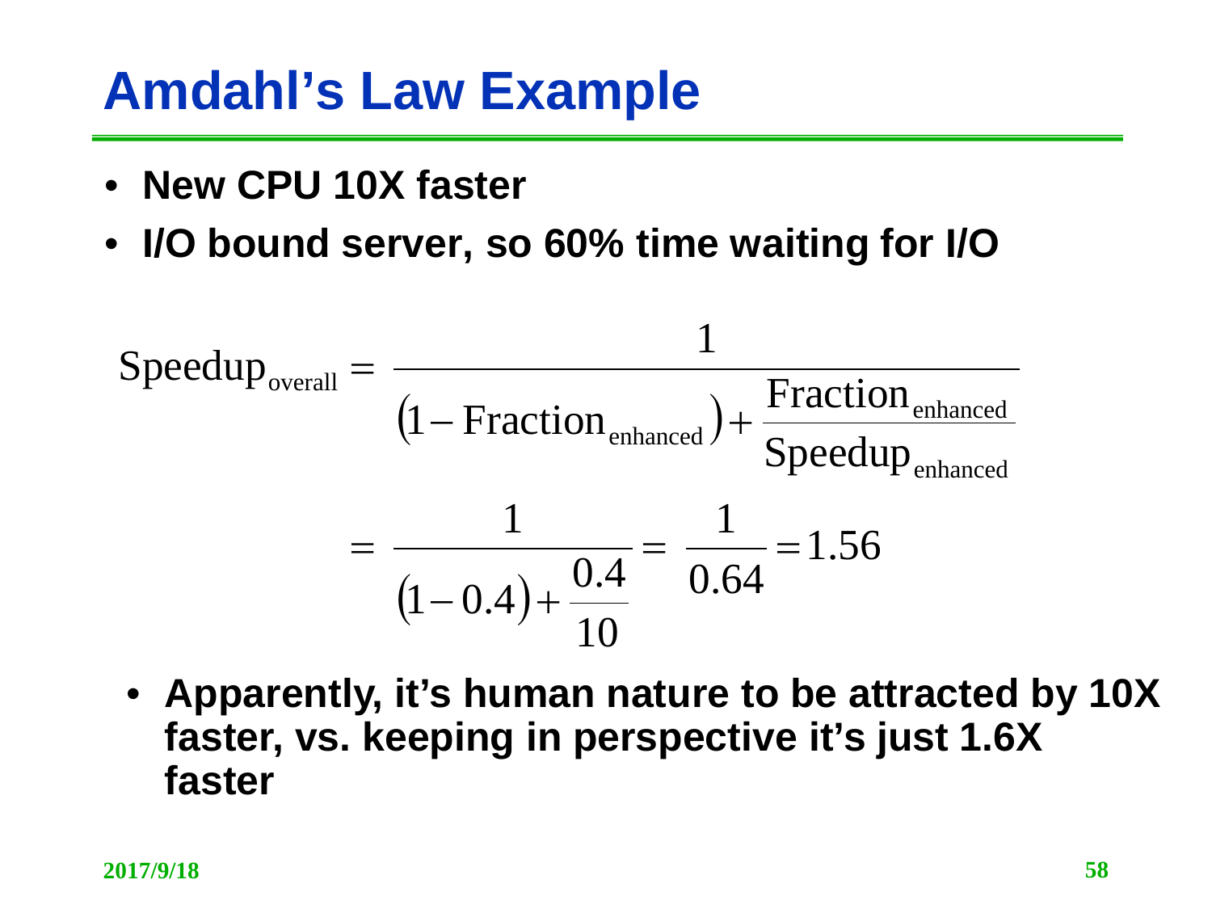# Amdahl's Law Example

- **New CPU 10X faster**
- **I/O bound server, so 60% time waiting for I/O**

$$\text{Speedup}_{\text{overall}} = \frac{1}{\left(1 - \text{Fraction}_{\text{enhanced}}\right) + \dfrac{\text{Fraction}_{\text{enhanced}}}{\text{Speedup}_{\text{enhanced}}}}$$

$$= \frac{1}{\left(1 - 0.4\right) + \dfrac{0.4}{10}} = \frac{1}{0.64} = 1.56$$

- **Apparently, it's human nature to be attracted by 10X faster, vs. keeping in perspective it's just 1.6X faster**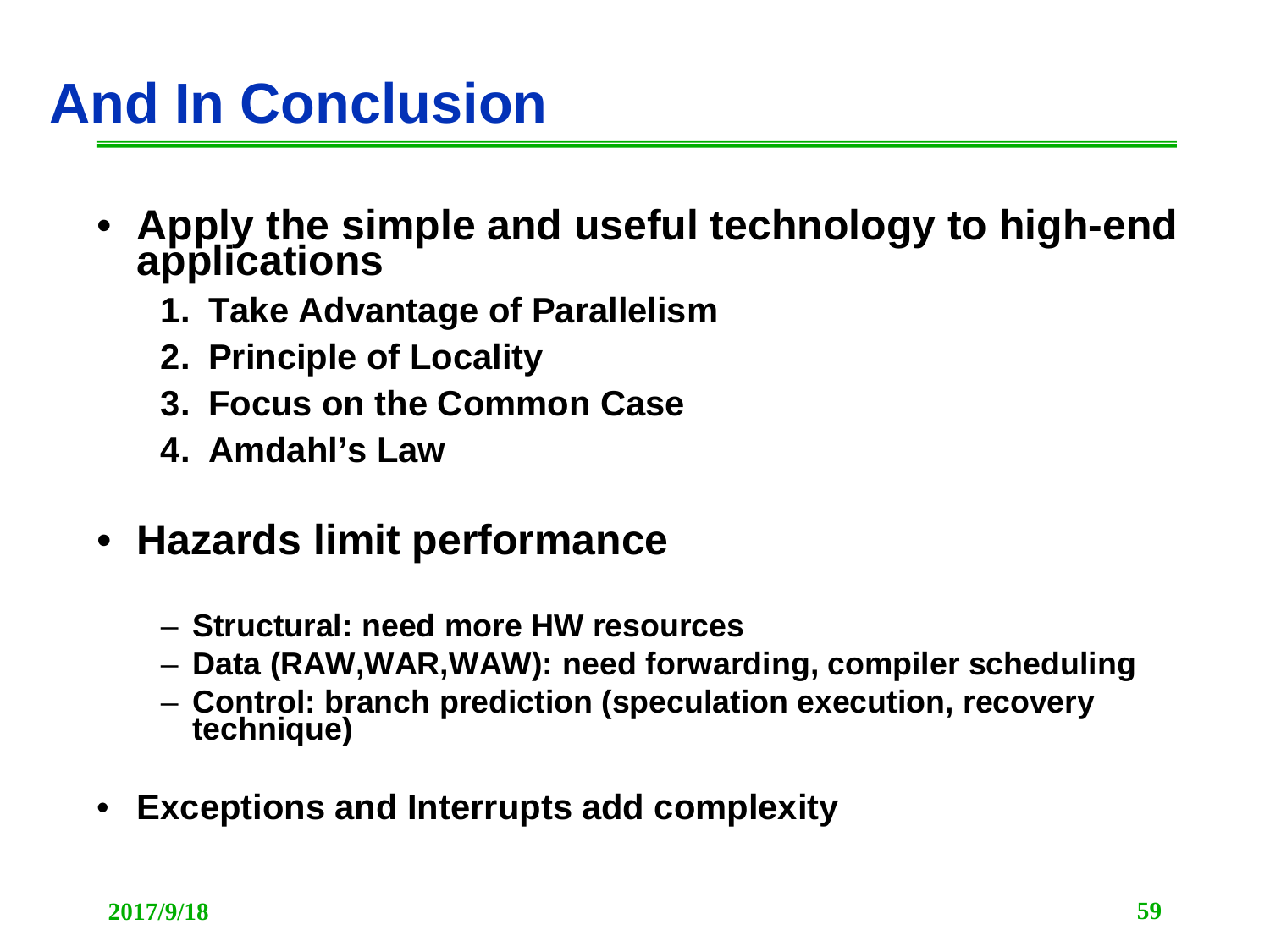# And In Conclusion

- Apply the simple and useful technology to high-end applications
  1. Take Advantage of Parallelism
  2. Principle of Locality
  3. Focus on the Common Case
  4. Amdahl's Law

- Hazards limit performance
  - Structural: need more HW resources
  - Data (RAW,WAR,WAW): need forwarding, compiler scheduling
  - Control: branch prediction (speculation execution, recovery technique)

- Exceptions and Interrupts add complexity

2017/9/18